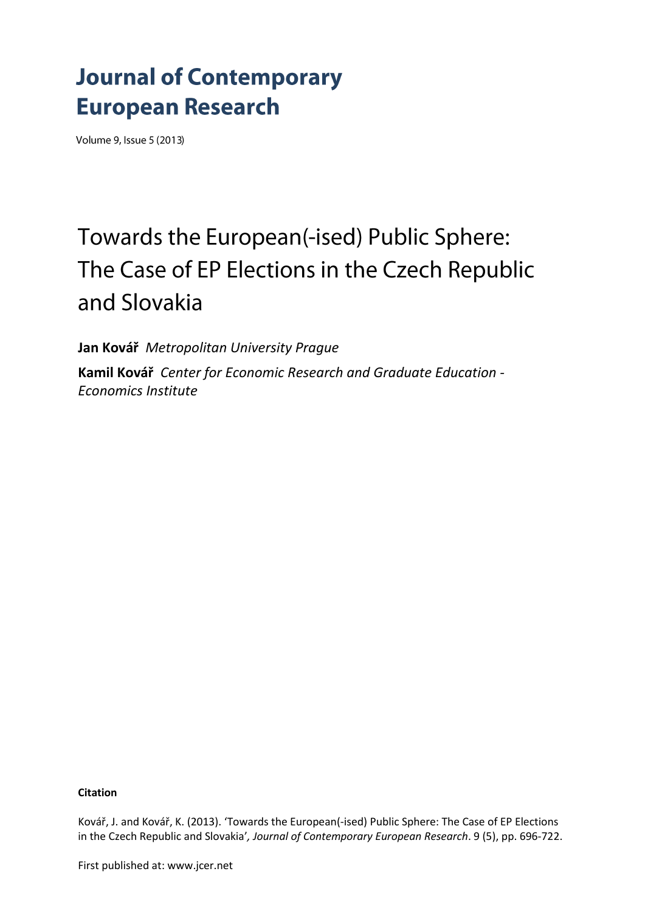# Journal of Contemporary European Research

Volume 9, Issue 5 (2013)

## Towards the European(-ised) Public Sphere: The Case of EP Elections in the Czech Republic and Slovakia

**Jan Kovář** *Metropolitan University Prague*

**Kamil Kovář** *Center for Economic Research and Graduate Education - Economics Institute*

**Citation**

Kovář, J. and Kovář, K. (2013). 'Towards the European(-ised) Public Sphere: The Case of EP Elections in the Czech Republic and Slovakia', *Journal of Contemporary European Research*. 9 (5), pp. 696-722.

First published at: www.jcer.net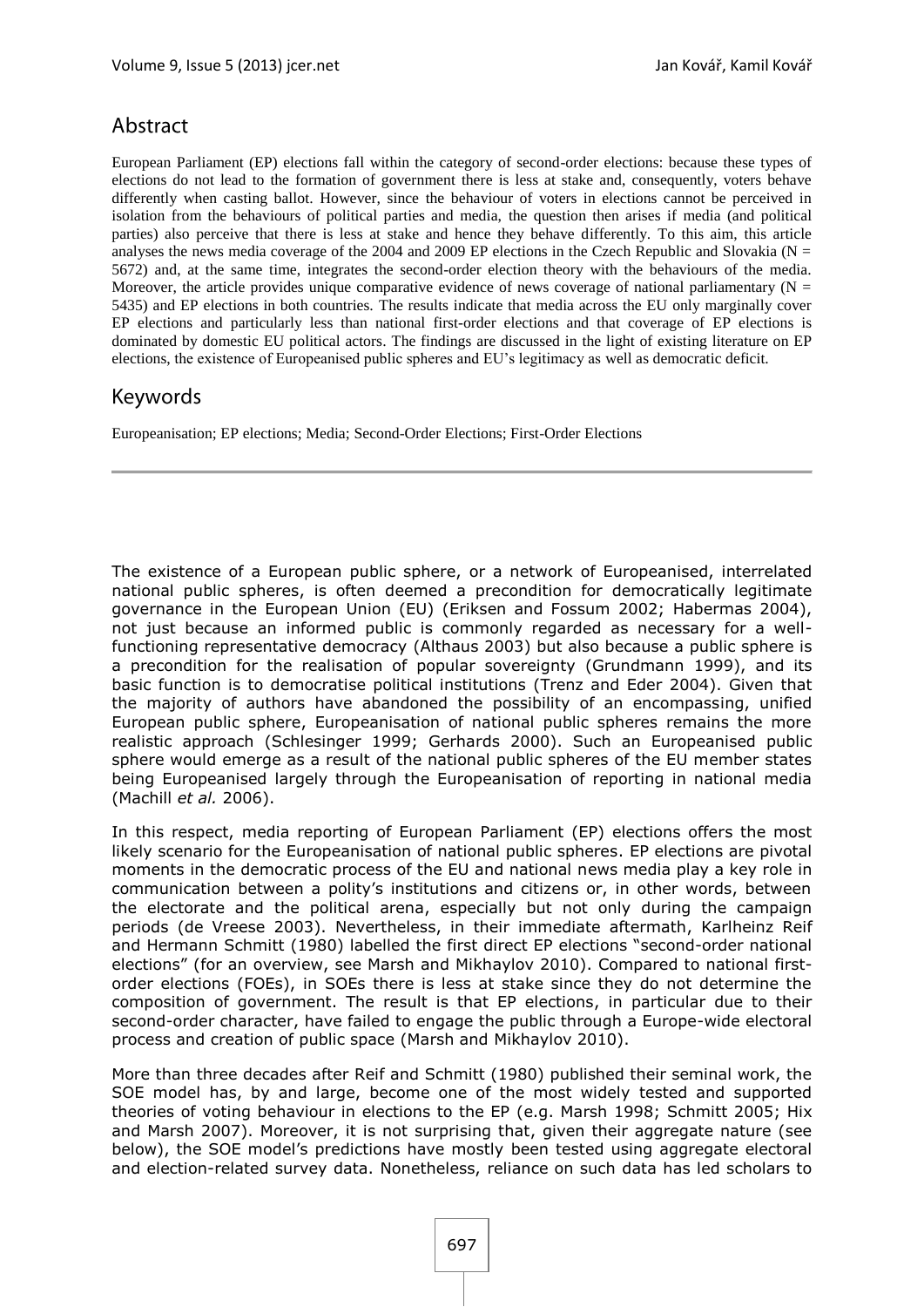## Abstract

European Parliament (EP) elections fall within the category of second-order elections: because these types of elections do not lead to the formation of government there is less at stake and, consequently, voters behave differently when casting ballot. However, since the behaviour of voters in elections cannot be perceived in isolation from the behaviours of political parties and media, the question then arises if media (and political parties) also perceive that there is less at stake and hence they behave differently. To this aim, this article analyses the news media coverage of the 2004 and 2009 EP elections in the Czech Republic and Slovakia (N = 5672) and, at the same time, integrates the second-order election theory with the behaviours of the media. Moreover, the article provides unique comparative evidence of news coverage of national parliamentary (N = 5435) and EP elections in both countries. The results indicate that media across the EU only marginally cover EP elections and particularly less than national first-order elections and that coverage of EP elections is dominated by domestic EU political actors. The findings are discussed in the light of existing literature on EP elections, the existence of Europeanised public spheres and EU's legitimacy as well as democratic deficit.

## Keywords

Europeanisation; EP elections; Media; Second-Order Elections; First-Order Elections

The existence of a European public sphere, or a network of Europeanised, interrelated national public spheres, is often deemed a precondition for democratically legitimate governance in the European Union (EU) (Eriksen and Fossum 2002; Habermas 2004), not just because an informed public is commonly regarded as necessary for a well-functioning representative democracy (Althaus 2003) but also because a public sphere is a precondition for the realisation of popular sovereignty (Grundmann 1999), and its basic function is to democratise political institutions (Trenz and Eder 2004). Given that the majority of authors have abandoned the possibility of an encompassing, unified European public sphere, Europeanisation of national public spheres remains the more realistic approach (Schlesinger 1999; Gerhards 2000). Such an Europeanised public sphere would emerge as a result of the national public spheres of the EU member states being Europeanised largely through the Europeanisation of reporting in national media (Machill *et al.* 2006).

In this respect, media reporting of European Parliament (EP) elections offers the most likely scenario for the Europeanisation of national public spheres. EP elections are pivotal moments in the democratic process of the EU and national news media play a key role in communication between a polity's institutions and citizens or, in other words, between the electorate and the political arena, especially but not only during the campaign periods (de Vreese 2003). Nevertheless, in their immediate aftermath, Karlheinz Reif and Hermann Schmitt (1980) labelled the first direct EP elections "second-order national elections" (for an overview, see Marsh and Mikhaylov 2010). Compared to national first-order elections (FOEs), in SOEs there is less at stake since they do not determine the composition of government. The result is that EP elections, in particular due to their second-order character, have failed to engage the public through a Europe-wide electoral process and creation of public space (Marsh and Mikhaylov 2010).

More than three decades after Reif and Schmitt (1980) published their seminal work, the SOE model has, by and large, become one of the most widely tested and supported theories of voting behaviour in elections to the EP (e.g. Marsh 1998; Schmitt 2005; Hix and Marsh 2007). Moreover, it is not surprising that, given their aggregate nature (see below), the SOE model's predictions have mostly been tested using aggregate electoral and election-related survey data. Nonetheless, reliance on such data has led scholars to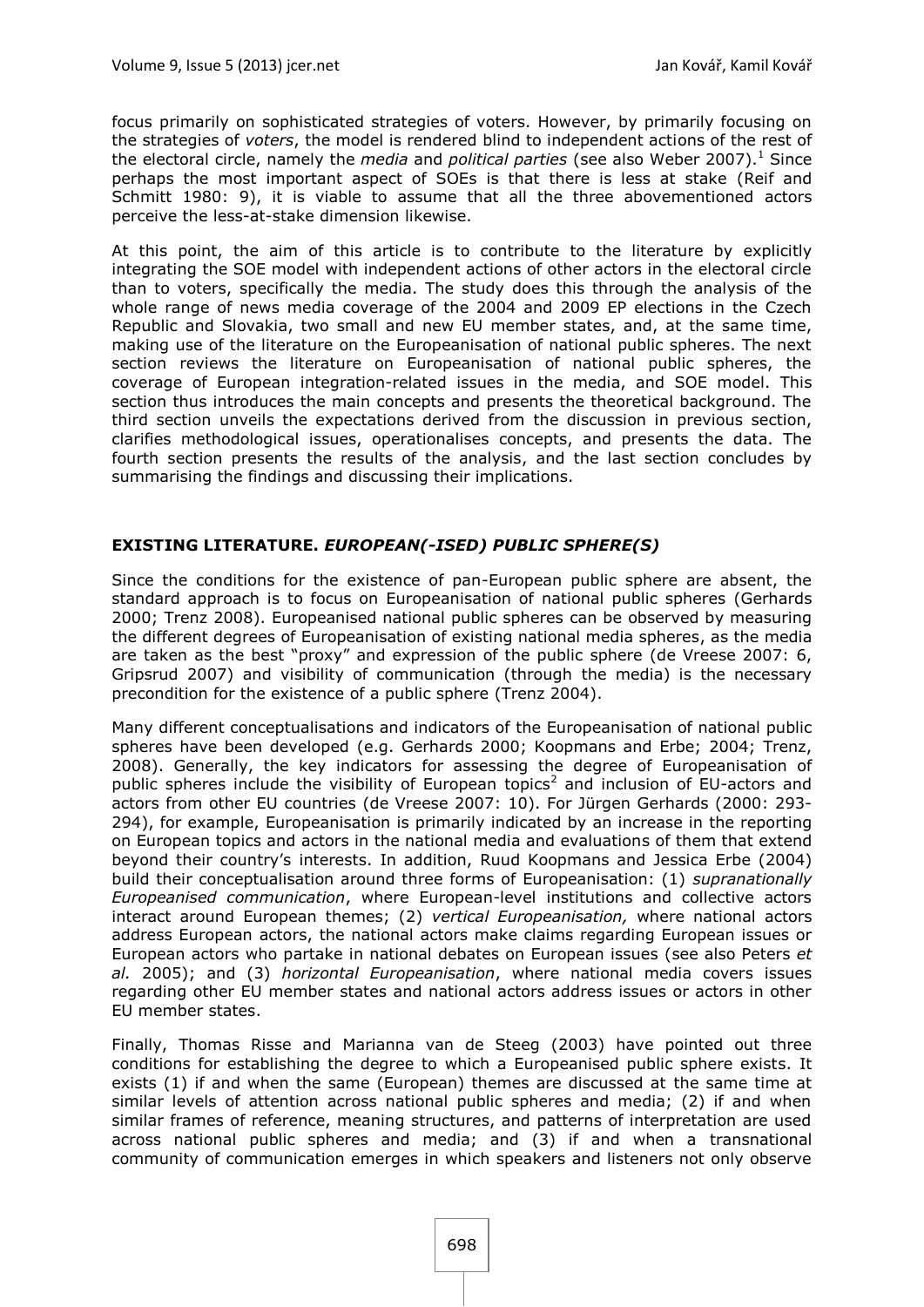focus primarily on sophisticated strategies of voters. However, by primarily focusing on the strategies of *voters*, the model is rendered blind to independent actions of the rest of the electoral circle, namely the *media* and *political parties* (see also Weber 2007).[1] Since perhaps the most important aspect of SOEs is that there is less at stake (Reif and Schmitt 1980: 9), it is viable to assume that all the three abovementioned actors perceive the less-at-stake dimension likewise.

At this point, the aim of this article is to contribute to the literature by explicitly integrating the SOE model with independent actions of other actors in the electoral circle than to voters, specifically the media. The study does this through the analysis of the whole range of news media coverage of the 2004 and 2009 EP elections in the Czech Republic and Slovakia, two small and new EU member states, and, at the same time, making use of the literature on the Europeanisation of national public spheres. The next section reviews the literature on Europeanisation of national public spheres, the coverage of European integration-related issues in the media, and SOE model. This section thus introduces the main concepts and presents the theoretical background. The third section unveils the expectations derived from the discussion in previous section, clarifies methodological issues, operationalises concepts, and presents the data. The fourth section presents the results of the analysis, and the last section concludes by summarising the findings and discussing their implications.

## EXISTING LITERATURE. *EUROPEAN(-ISED) PUBLIC SPHERE(S)*

Since the conditions for the existence of pan-European public sphere are absent, the standard approach is to focus on Europeanisation of national public spheres (Gerhards 2000; Trenz 2008). Europeanised national public spheres can be observed by measuring the different degrees of Europeanisation of existing national media spheres, as the media are taken as the best "proxy" and expression of the public sphere (de Vreese 2007: 6, Gripsrud 2007) and visibility of communication (through the media) is the necessary precondition for the existence of a public sphere (Trenz 2004).

Many different conceptualisations and indicators of the Europeanisation of national public spheres have been developed (e.g. Gerhards 2000; Koopmans and Erbe; 2004; Trenz, 2008). Generally, the key indicators for assessing the degree of Europeanisation of public spheres include the visibility of European topics[2] and inclusion of EU-actors and actors from other EU countries (de Vreese 2007: 10). For Jürgen Gerhards (2000: 293-294), for example, Europeanisation is primarily indicated by an increase in the reporting on European topics and actors in the national media and evaluations of them that extend beyond their country's interests. In addition, Ruud Koopmans and Jessica Erbe (2004) build their conceptualisation around three forms of Europeanisation: (1) *supranationally Europeanised communication*, where European-level institutions and collective actors interact around European themes; (2) *vertical Europeanisation,* where national actors address European actors, the national actors make claims regarding European issues or European actors who partake in national debates on European issues (see also Peters *et al.* 2005); and (3) *horizontal Europeanisation*, where national media covers issues regarding other EU member states and national actors address issues or actors in other EU member states.

Finally, Thomas Risse and Marianna van de Steeg (2003) have pointed out three conditions for establishing the degree to which a Europeanised public sphere exists. It exists (1) if and when the same (European) themes are discussed at the same time at similar levels of attention across national public spheres and media; (2) if and when similar frames of reference, meaning structures, and patterns of interpretation are used across national public spheres and media; and (3) if and when a transnational community of communication emerges in which speakers and listeners not only observe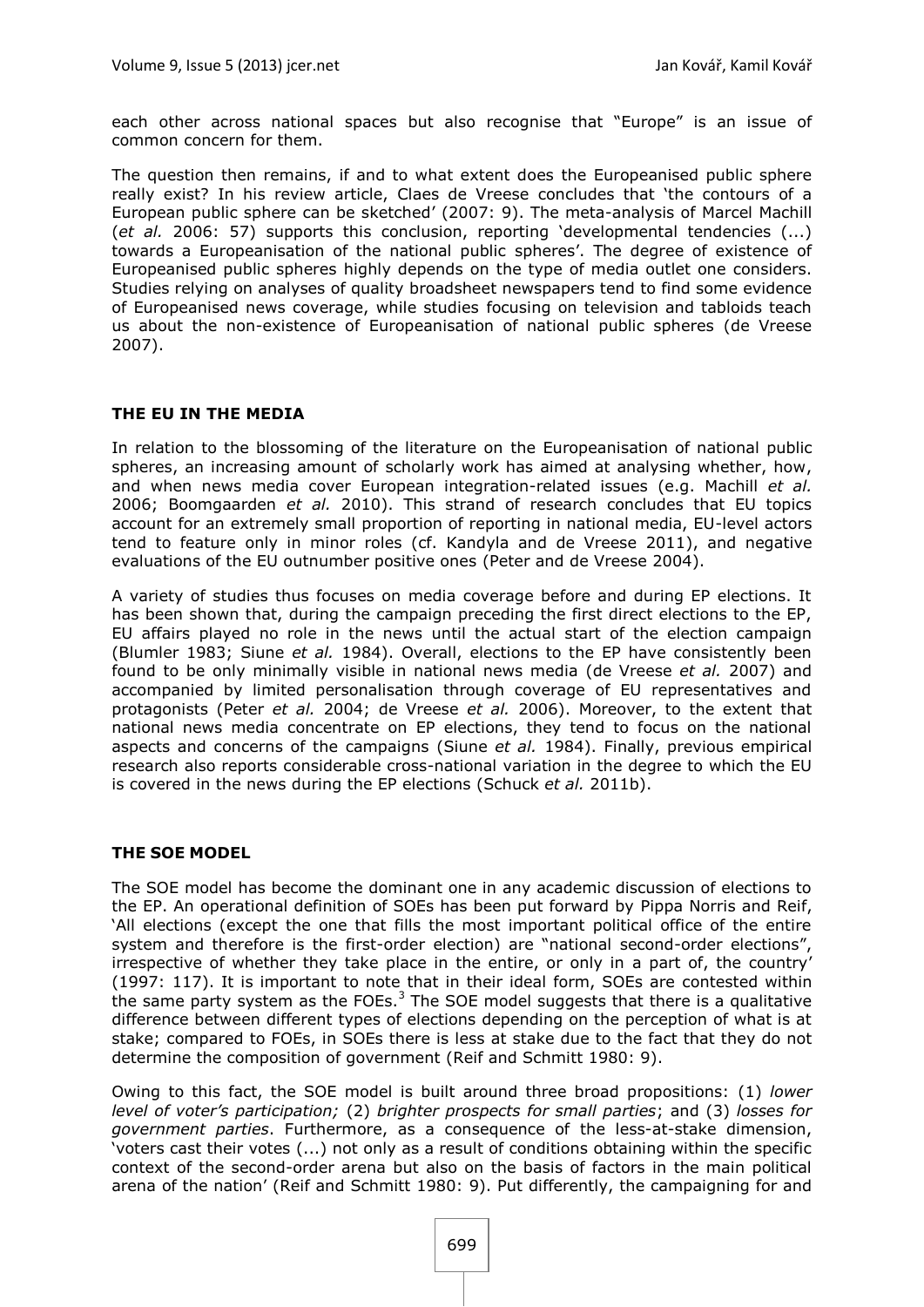each other across national spaces but also recognise that "Europe" is an issue of common concern for them.

The question then remains, if and to what extent does the Europeanised public sphere really exist? In his review article, Claes de Vreese concludes that 'the contours of a European public sphere can be sketched' (2007: 9). The meta-analysis of Marcel Machill (*et al.* 2006: 57) supports this conclusion, reporting 'developmental tendencies (...) towards a Europeanisation of the national public spheres'. The degree of existence of Europeanised public spheres highly depends on the type of media outlet one considers. Studies relying on analyses of quality broadsheet newspapers tend to find some evidence of Europeanised news coverage, while studies focusing on television and tabloids teach us about the non-existence of Europeanisation of national public spheres (de Vreese 2007).

## THE EU IN THE MEDIA

In relation to the blossoming of the literature on the Europeanisation of national public spheres, an increasing amount of scholarly work has aimed at analysing whether, how, and when news media cover European integration-related issues (e.g. Machill *et al.* 2006; Boomgaarden *et al.* 2010). This strand of research concludes that EU topics account for an extremely small proportion of reporting in national media, EU-level actors tend to feature only in minor roles (cf. Kandyla and de Vreese 2011), and negative evaluations of the EU outnumber positive ones (Peter and de Vreese 2004).

A variety of studies thus focuses on media coverage before and during EP elections. It has been shown that, during the campaign preceding the first direct elections to the EP, EU affairs played no role in the news until the actual start of the election campaign (Blumler 1983; Siune *et al.* 1984). Overall, elections to the EP have consistently been found to be only minimally visible in national news media (de Vreese *et al.* 2007) and accompanied by limited personalisation through coverage of EU representatives and protagonists (Peter *et al.* 2004; de Vreese *et al.* 2006). Moreover, to the extent that national news media concentrate on EP elections, they tend to focus on the national aspects and concerns of the campaigns (Siune *et al.* 1984). Finally, previous empirical research also reports considerable cross-national variation in the degree to which the EU is covered in the news during the EP elections (Schuck *et al.* 2011b).

## THE SOE MODEL

The SOE model has become the dominant one in any academic discussion of elections to the EP. An operational definition of SOEs has been put forward by Pippa Norris and Reif, 'All elections (except the one that fills the most important political office of the entire system and therefore is the first-order election) are "national second-order elections", irrespective of whether they take place in the entire, or only in a part of, the country' (1997: 117). It is important to note that in their ideal form, SOEs are contested within the same party system as the FOEs.[3] The SOE model suggests that there is a qualitative difference between different types of elections depending on the perception of what is at stake; compared to FOEs, in SOEs there is less at stake due to the fact that they do not determine the composition of government (Reif and Schmitt 1980: 9).

Owing to this fact, the SOE model is built around three broad propositions: (1) *lower level of voter's participation;* (2) *brighter prospects for small parties*; and (3) *losses for government parties*. Furthermore, as a consequence of the less-at-stake dimension, 'voters cast their votes (...) not only as a result of conditions obtaining within the specific context of the second-order arena but also on the basis of factors in the main political arena of the nation' (Reif and Schmitt 1980: 9). Put differently, the campaigning for and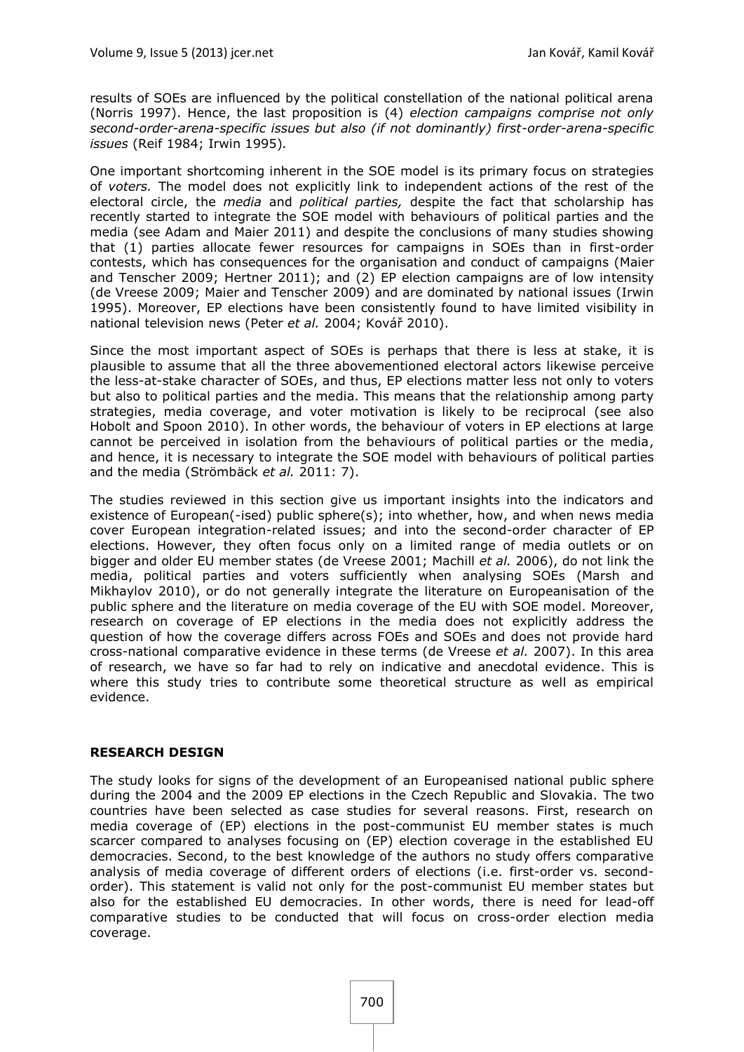results of SOEs are influenced by the political constellation of the national political arena (Norris 1997). Hence, the last proposition is (4) *election campaigns comprise not only second-order-arena-specific issues but also (if not dominantly) first-order-arena-specific issues* (Reif 1984; Irwin 1995).

One important shortcoming inherent in the SOE model is its primary focus on strategies of *voters.* The model does not explicitly link to independent actions of the rest of the electoral circle, the *media* and *political parties,* despite the fact that scholarship has recently started to integrate the SOE model with behaviours of political parties and the media (see Adam and Maier 2011) and despite the conclusions of many studies showing that (1) parties allocate fewer resources for campaigns in SOEs than in first-order contests, which has consequences for the organisation and conduct of campaigns (Maier and Tenscher 2009; Hertner 2011); and (2) EP election campaigns are of low intensity (de Vreese 2009; Maier and Tenscher 2009) and are dominated by national issues (Irwin 1995). Moreover, EP elections have been consistently found to have limited visibility in national television news (Peter *et al.* 2004; Kovář 2010).

Since the most important aspect of SOEs is perhaps that there is less at stake, it is plausible to assume that all the three abovementioned electoral actors likewise perceive the less-at-stake character of SOEs, and thus, EP elections matter less not only to voters but also to political parties and the media. This means that the relationship among party strategies, media coverage, and voter motivation is likely to be reciprocal (see also Hobolt and Spoon 2010). In other words, the behaviour of voters in EP elections at large cannot be perceived in isolation from the behaviours of political parties or the media, and hence, it is necessary to integrate the SOE model with behaviours of political parties and the media (Strömbäck *et al.* 2011: 7).

The studies reviewed in this section give us important insights into the indicators and existence of European(-ised) public sphere(s); into whether, how, and when news media cover European integration-related issues; and into the second-order character of EP elections. However, they often focus only on a limited range of media outlets or on bigger and older EU member states (de Vreese 2001; Machill *et al.* 2006), do not link the media, political parties and voters sufficiently when analysing SOEs (Marsh and Mikhaylov 2010), or do not generally integrate the literature on Europeanisation of the public sphere and the literature on media coverage of the EU with SOE model. Moreover, research on coverage of EP elections in the media does not explicitly address the question of how the coverage differs across FOEs and SOEs and does not provide hard cross-national comparative evidence in these terms (de Vreese *et al.* 2007). In this area of research, we have so far had to rely on indicative and anecdotal evidence. This is where this study tries to contribute some theoretical structure as well as empirical evidence.

## RESEARCH DESIGN

The study looks for signs of the development of an Europeanised national public sphere during the 2004 and the 2009 EP elections in the Czech Republic and Slovakia. The two countries have been selected as case studies for several reasons. First, research on media coverage of (EP) elections in the post-communist EU member states is much scarcer compared to analyses focusing on (EP) election coverage in the established EU democracies. Second, to the best knowledge of the authors no study offers comparative analysis of media coverage of different orders of elections (i.e. first-order vs. second-order). This statement is valid not only for the post-communist EU member states but also for the established EU democracies. In other words, there is need for lead-off comparative studies to be conducted that will focus on cross-order election media coverage.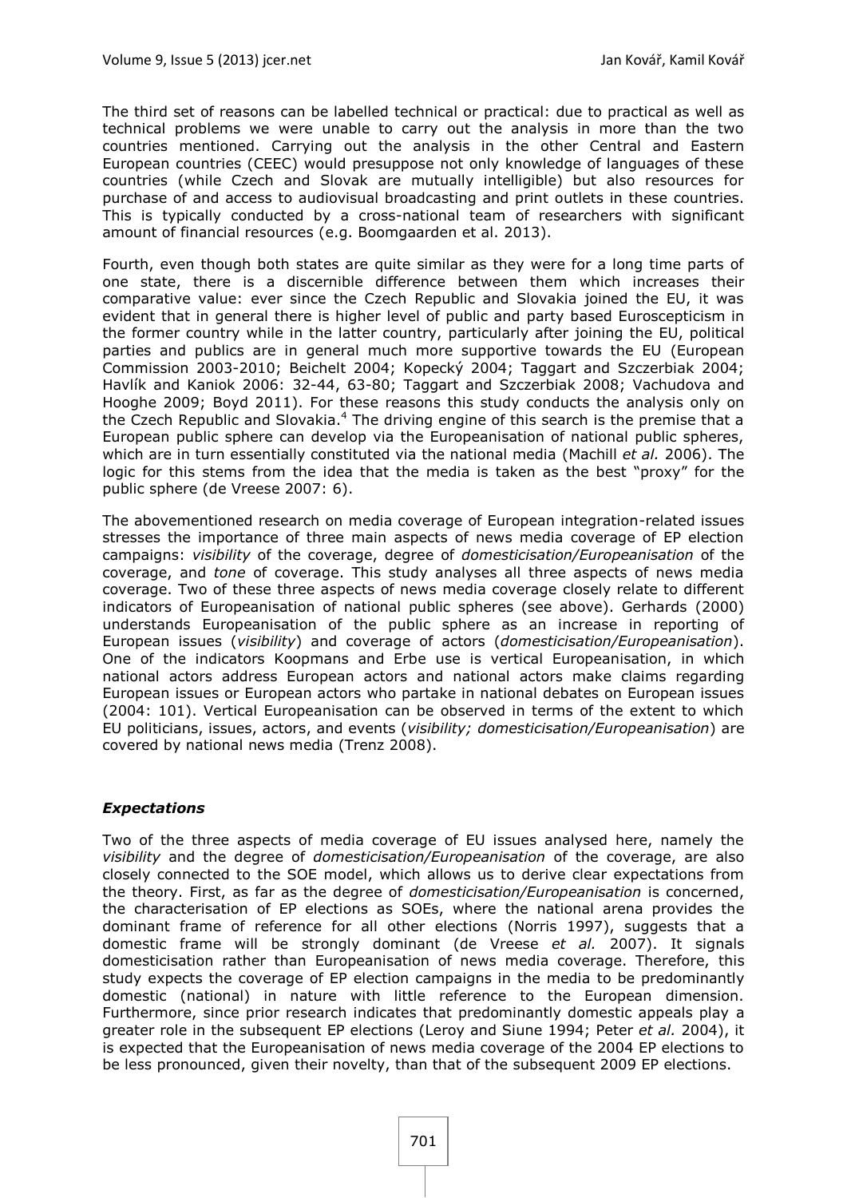The third set of reasons can be labelled technical or practical: due to practical as well as technical problems we were unable to carry out the analysis in more than the two countries mentioned. Carrying out the analysis in the other Central and Eastern European countries (CEEC) would presuppose not only knowledge of languages of these countries (while Czech and Slovak are mutually intelligible) but also resources for purchase of and access to audiovisual broadcasting and print outlets in these countries. This is typically conducted by a cross-national team of researchers with significant amount of financial resources (e.g. Boomgaarden et al. 2013).

Fourth, even though both states are quite similar as they were for a long time parts of one state, there is a discernible difference between them which increases their comparative value: ever since the Czech Republic and Slovakia joined the EU, it was evident that in general there is higher level of public and party based Euroscepticism in the former country while in the latter country, particularly after joining the EU, political parties and publics are in general much more supportive towards the EU (European Commission 2003-2010; Beichelt 2004; Kopecký 2004; Taggart and Szczerbiak 2004; Havlík and Kaniok 2006: 32-44, 63-80; Taggart and Szczerbiak 2008; Vachudova and Hooghe 2009; Boyd 2011). For these reasons this study conducts the analysis only on the Czech Republic and Slovakia.[4] The driving engine of this search is the premise that a European public sphere can develop via the Europeanisation of national public spheres, which are in turn essentially constituted via the national media (Machill *et al.* 2006). The logic for this stems from the idea that the media is taken as the best "proxy" for the public sphere (de Vreese 2007: 6).

The abovementioned research on media coverage of European integration-related issues stresses the importance of three main aspects of news media coverage of EP election campaigns: *visibility* of the coverage, degree of *domesticisation/Europeanisation* of the coverage, and *tone* of coverage. This study analyses all three aspects of news media coverage. Two of these three aspects of news media coverage closely relate to different indicators of Europeanisation of national public spheres (see above). Gerhards (2000) understands Europeanisation of the public sphere as an increase in reporting of European issues (*visibility*) and coverage of actors (*domesticisation/Europeanisation*). One of the indicators Koopmans and Erbe use is vertical Europeanisation, in which national actors address European actors and national actors make claims regarding European issues or European actors who partake in national debates on European issues (2004: 101). Vertical Europeanisation can be observed in terms of the extent to which EU politicians, issues, actors, and events (*visibility; domesticisation/Europeanisation*) are covered by national news media (Trenz 2008).

### *Expectations*

Two of the three aspects of media coverage of EU issues analysed here, namely the *visibility* and the degree of *domesticisation/Europeanisation* of the coverage, are also closely connected to the SOE model, which allows us to derive clear expectations from the theory. First, as far as the degree of *domesticisation/Europeanisation* is concerned, the characterisation of EP elections as SOEs, where the national arena provides the dominant frame of reference for all other elections (Norris 1997), suggests that a domestic frame will be strongly dominant (de Vreese *et al.* 2007). It signals domesticisation rather than Europeanisation of news media coverage. Therefore, this study expects the coverage of EP election campaigns in the media to be predominantly domestic (national) in nature with little reference to the European dimension. Furthermore, since prior research indicates that predominantly domestic appeals play a greater role in the subsequent EP elections (Leroy and Siune 1994; Peter *et al.* 2004), it is expected that the Europeanisation of news media coverage of the 2004 EP elections to be less pronounced, given their novelty, than that of the subsequent 2009 EP elections.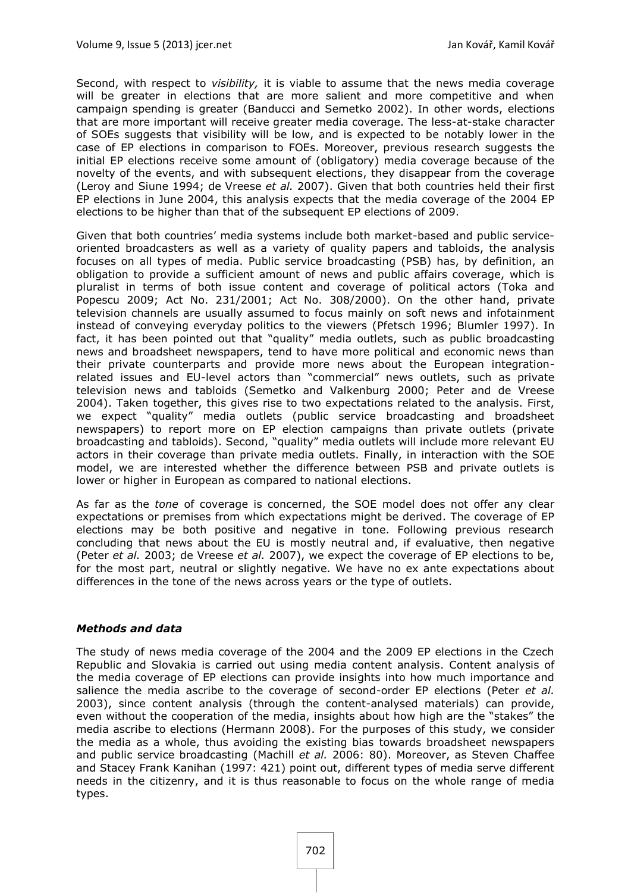Second, with respect to *visibility,* it is viable to assume that the news media coverage will be greater in elections that are more salient and more competitive and when campaign spending is greater (Banducci and Semetko 2002). In other words, elections that are more important will receive greater media coverage. The less-at-stake character of SOEs suggests that visibility will be low, and is expected to be notably lower in the case of EP elections in comparison to FOEs. Moreover, previous research suggests the initial EP elections receive some amount of (obligatory) media coverage because of the novelty of the events, and with subsequent elections, they disappear from the coverage (Leroy and Siune 1994; de Vreese *et al.* 2007). Given that both countries held their first EP elections in June 2004, this analysis expects that the media coverage of the 2004 EP elections to be higher than that of the subsequent EP elections of 2009.

Given that both countries' media systems include both market-based and public service-oriented broadcasters as well as a variety of quality papers and tabloids, the analysis focuses on all types of media. Public service broadcasting (PSB) has, by definition, an obligation to provide a sufficient amount of news and public affairs coverage, which is pluralist in terms of both issue content and coverage of political actors (Toka and Popescu 2009; Act No. 231/2001; Act No. 308/2000). On the other hand, private television channels are usually assumed to focus mainly on soft news and infotainment instead of conveying everyday politics to the viewers (Pfetsch 1996; Blumler 1997). In fact, it has been pointed out that "quality" media outlets, such as public broadcasting news and broadsheet newspapers, tend to have more political and economic news than their private counterparts and provide more news about the European integration-related issues and EU-level actors than "commercial" news outlets, such as private television news and tabloids (Semetko and Valkenburg 2000; Peter and de Vreese 2004). Taken together, this gives rise to two expectations related to the analysis. First, we expect "quality" media outlets (public service broadcasting and broadsheet newspapers) to report more on EP election campaigns than private outlets (private broadcasting and tabloids). Second, "quality" media outlets will include more relevant EU actors in their coverage than private media outlets. Finally, in interaction with the SOE model, we are interested whether the difference between PSB and private outlets is lower or higher in European as compared to national elections.

As far as the *tone* of coverage is concerned, the SOE model does not offer any clear expectations or premises from which expectations might be derived. The coverage of EP elections may be both positive and negative in tone. Following previous research concluding that news about the EU is mostly neutral and, if evaluative, then negative (Peter *et al.* 2003; de Vreese *et al.* 2007), we expect the coverage of EP elections to be, for the most part, neutral or slightly negative. We have no ex ante expectations about differences in the tone of the news across years or the type of outlets.

### *Methods and data*

The study of news media coverage of the 2004 and the 2009 EP elections in the Czech Republic and Slovakia is carried out using media content analysis. Content analysis of the media coverage of EP elections can provide insights into how much importance and salience the media ascribe to the coverage of second-order EP elections (Peter *et al.* 2003), since content analysis (through the content-analysed materials) can provide, even without the cooperation of the media, insights about how high are the "stakes" the media ascribe to elections (Hermann 2008). For the purposes of this study, we consider the media as a whole, thus avoiding the existing bias towards broadsheet newspapers and public service broadcasting (Machill *et al.* 2006: 80). Moreover, as Steven Chaffee and Stacey Frank Kanihan (1997: 421) point out, different types of media serve different needs in the citizenry, and it is thus reasonable to focus on the whole range of media types.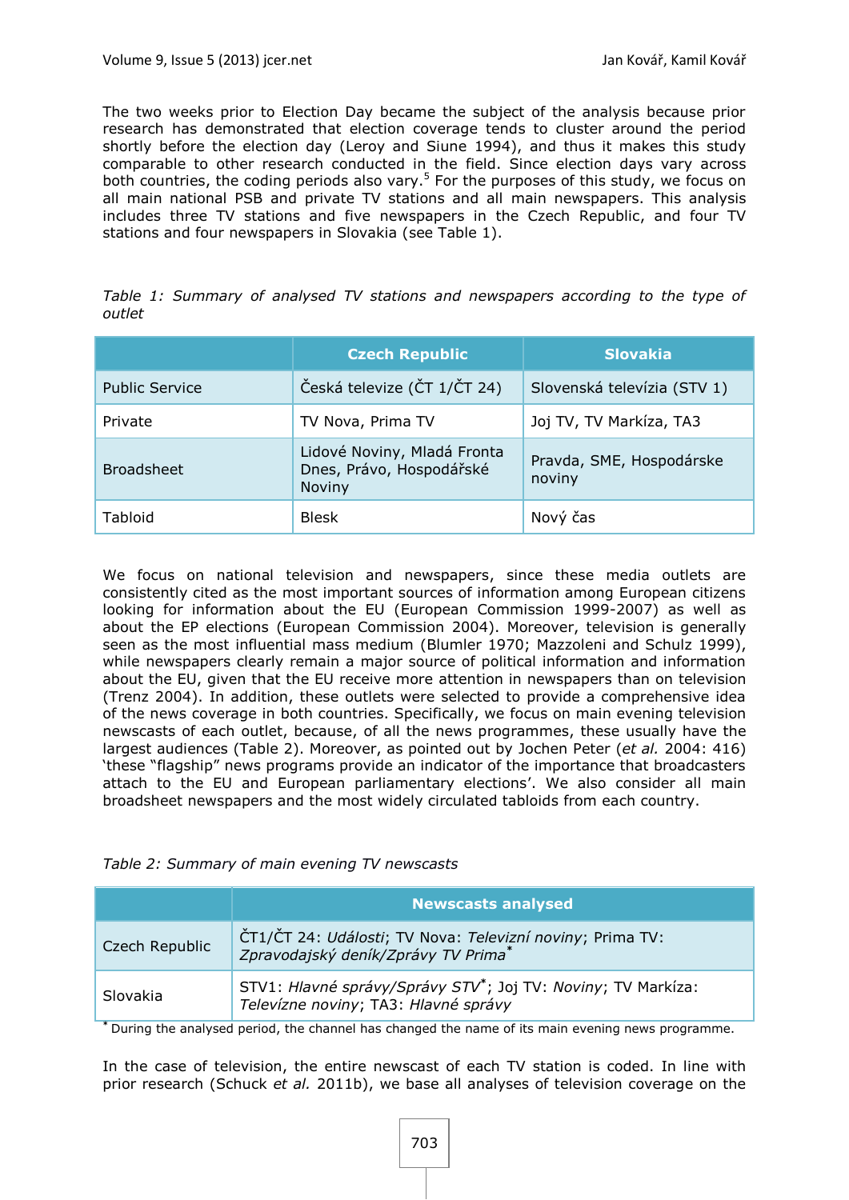The two weeks prior to Election Day became the subject of the analysis because prior research has demonstrated that election coverage tends to cluster around the period shortly before the election day (Leroy and Siune 1994), and thus it makes this study comparable to other research conducted in the field. Since election days vary across both countries, the coding periods also vary.[5] For the purposes of this study, we focus on all main national PSB and private TV stations and all main newspapers. This analysis includes three TV stations and five newspapers in the Czech Republic, and four TV stations and four newspapers in Slovakia (see Table 1).

*Table 1: Summary of analysed TV stations and newspapers according to the type of outlet*

| | Czech Republic | Slovakia |
|---|---|---|
| Public Service | Česká televize (ČT 1/ČT 24) | Slovenská televízia (STV 1) |
| Private | TV Nova, Prima TV | Joj TV, TV Markíza, TA3 |
| Broadsheet | Lidové Noviny, Mladá Fronta Dnes, Právo, Hospodářské Noviny | Pravda, SME, Hospodárske noviny |
| Tabloid | Blesk | Nový čas |

We focus on national television and newspapers, since these media outlets are consistently cited as the most important sources of information among European citizens looking for information about the EU (European Commission 1999-2007) as well as about the EP elections (European Commission 2004). Moreover, television is generally seen as the most influential mass medium (Blumler 1970; Mazzoleni and Schulz 1999), while newspapers clearly remain a major source of political information and information about the EU, given that the EU receive more attention in newspapers than on television (Trenz 2004). In addition, these outlets were selected to provide a comprehensive idea of the news coverage in both countries. Specifically, we focus on main evening television newscasts of each outlet, because, of all the news programmes, these usually have the largest audiences (Table 2). Moreover, as pointed out by Jochen Peter (*et al.* 2004: 416) 'these "flagship" news programs provide an indicator of the importance that broadcasters attach to the EU and European parliamentary elections'. We also consider all main broadsheet newspapers and the most widely circulated tabloids from each country.

*Table 2: Summary of main evening TV newscasts*

| | Newscasts analysed |
|---|---|
| Czech Republic | ČT1/ČT 24: *Události*; TV Nova: *Televizní noviny*; Prima TV: *Zpravodajský deník/Zprávy TV Prima*\* |
| Slovakia | STV1: *Hlavné správy/Správy STV*\*; Joj TV: *Noviny*; TV Markíza: *Televízne noviny*; TA3: *Hlavné správy* |

\* During the analysed period, the channel has changed the name of its main evening news programme.

In the case of television, the entire newscast of each TV station is coded. In line with prior research (Schuck *et al.* 2011b), we base all analyses of television coverage on the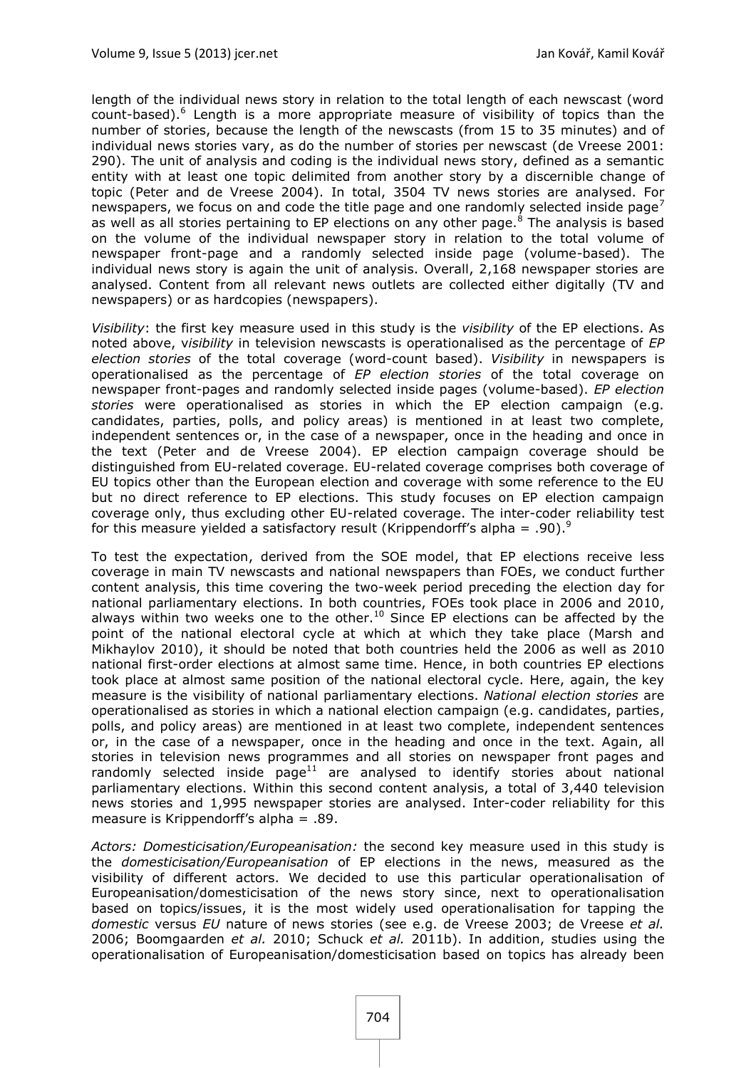length of the individual news story in relation to the total length of each newscast (word count-based).[6] Length is a more appropriate measure of visibility of topics than the number of stories, because the length of the newscasts (from 15 to 35 minutes) and of individual news stories vary, as do the number of stories per newscast (de Vreese 2001: 290). The unit of analysis and coding is the individual news story, defined as a semantic entity with at least one topic delimited from another story by a discernible change of topic (Peter and de Vreese 2004). In total, 3504 TV news stories are analysed. For newspapers, we focus on and code the title page and one randomly selected inside page[7] as well as all stories pertaining to EP elections on any other page.[8] The analysis is based on the volume of the individual newspaper story in relation to the total volume of newspaper front-page and a randomly selected inside page (volume-based). The individual news story is again the unit of analysis. Overall, 2,168 newspaper stories are analysed. Content from all relevant news outlets are collected either digitally (TV and newspapers) or as hardcopies (newspapers).

*Visibility*: the first key measure used in this study is the *visibility* of the EP elections. As noted above, v*isibility* in television newscasts is operationalised as the percentage of *EP election stories* of the total coverage (word-count based). *Visibility* in newspapers is operationalised as the percentage of *EP election stories* of the total coverage on newspaper front-pages and randomly selected inside pages (volume-based). *EP election stories* were operationalised as stories in which the EP election campaign (e.g. candidates, parties, polls, and policy areas) is mentioned in at least two complete, independent sentences or, in the case of a newspaper, once in the heading and once in the text (Peter and de Vreese 2004). EP election campaign coverage should be distinguished from EU-related coverage. EU-related coverage comprises both coverage of EU topics other than the European election and coverage with some reference to the EU but no direct reference to EP elections. This study focuses on EP election campaign coverage only, thus excluding other EU-related coverage. The inter-coder reliability test for this measure yielded a satisfactory result (Krippendorff's alpha = .90).[9]

To test the expectation, derived from the SOE model, that EP elections receive less coverage in main TV newscasts and national newspapers than FOEs, we conduct further content analysis, this time covering the two-week period preceding the election day for national parliamentary elections. In both countries, FOEs took place in 2006 and 2010, always within two weeks one to the other.[10] Since EP elections can be affected by the point of the national electoral cycle at which at which they take place (Marsh and Mikhaylov 2010), it should be noted that both countries held the 2006 as well as 2010 national first-order elections at almost same time. Hence, in both countries EP elections took place at almost same position of the national electoral cycle. Here, again, the key measure is the visibility of national parliamentary elections. *National election stories* are operationalised as stories in which a national election campaign (e.g. candidates, parties, polls, and policy areas) are mentioned in at least two complete, independent sentences or, in the case of a newspaper, once in the heading and once in the text. Again, all stories in television news programmes and all stories on newspaper front pages and randomly selected inside page[11] are analysed to identify stories about national parliamentary elections. Within this second content analysis, a total of 3,440 television news stories and 1,995 newspaper stories are analysed. Inter-coder reliability for this measure is Krippendorff's alpha = .89.

*Actors: Domesticisation/Europeanisation:* the second key measure used in this study is the *domesticisation/Europeanisation* of EP elections in the news, measured as the visibility of different actors. We decided to use this particular operationalisation of Europeanisation/domesticisation of the news story since, next to operationalisation based on topics/issues, it is the most widely used operationalisation for tapping the *domestic* versus *EU* nature of news stories (see e.g. de Vreese 2003; de Vreese *et al.* 2006; Boomgaarden *et al.* 2010; Schuck *et al.* 2011b). In addition, studies using the operationalisation of Europeanisation/domesticisation based on topics has already been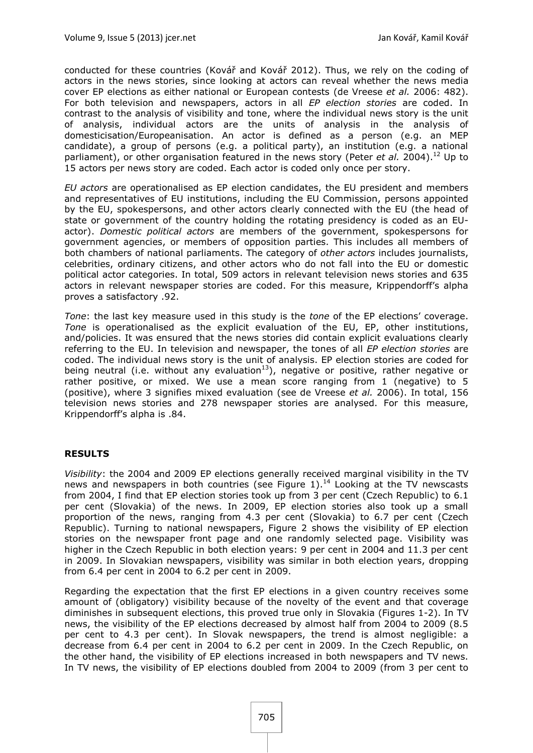conducted for these countries (Kovář and Kovář 2012). Thus, we rely on the coding of actors in the news stories, since looking at actors can reveal whether the news media cover EP elections as either national or European contests (de Vreese *et al.* 2006: 482). For both television and newspapers, actors in all *EP election stories* are coded. In contrast to the analysis of visibility and tone, where the individual news story is the unit of analysis, individual actors are the units of analysis in the analysis of domesticisation/Europeanisation. An actor is defined as a person (e.g. an MEP candidate), a group of persons (e.g. a political party), an institution (e.g. a national parliament), or other organisation featured in the news story (Peter *et al.* 2004).[12] Up to 15 actors per news story are coded. Each actor is coded only once per story.

*EU actors* are operationalised as EP election candidates, the EU president and members and representatives of EU institutions, including the EU Commission, persons appointed by the EU, spokespersons, and other actors clearly connected with the EU (the head of state or government of the country holding the rotating presidency is coded as an EU-actor). *Domestic political actors* are members of the government, spokespersons for government agencies, or members of opposition parties. This includes all members of both chambers of national parliaments. The category of *other actors* includes journalists, celebrities, ordinary citizens, and other actors who do not fall into the EU or domestic political actor categories. In total, 509 actors in relevant television news stories and 635 actors in relevant newspaper stories are coded. For this measure, Krippendorff's alpha proves a satisfactory .92.

*Tone*: the last key measure used in this study is the *tone* of the EP elections' coverage. *Tone* is operationalised as the explicit evaluation of the EU, EP, other institutions, and/policies. It was ensured that the news stories did contain explicit evaluations clearly referring to the EU. In television and newspaper, the tones of all *EP election stories* are coded. The individual news story is the unit of analysis. EP election stories are coded for being neutral (i.e. without any evaluation[13]), negative or positive, rather negative or rather positive, or mixed. We use a mean score ranging from 1 (negative) to 5 (positive), where 3 signifies mixed evaluation (see de Vreese *et al.* 2006). In total, 156 television news stories and 278 newspaper stories are analysed. For this measure, Krippendorff's alpha is .84.

## RESULTS

*Visibility*: the 2004 and 2009 EP elections generally received marginal visibility in the TV news and newspapers in both countries (see Figure 1).[14] Looking at the TV newscasts from 2004, I find that EP election stories took up from 3 per cent (Czech Republic) to 6.1 per cent (Slovakia) of the news. In 2009, EP election stories also took up a small proportion of the news, ranging from 4.3 per cent (Slovakia) to 6.7 per cent (Czech Republic). Turning to national newspapers, Figure 2 shows the visibility of EP election stories on the newspaper front page and one randomly selected page. Visibility was higher in the Czech Republic in both election years: 9 per cent in 2004 and 11.3 per cent in 2009. In Slovakian newspapers, visibility was similar in both election years, dropping from 6.4 per cent in 2004 to 6.2 per cent in 2009.

Regarding the expectation that the first EP elections in a given country receives some amount of (obligatory) visibility because of the novelty of the event and that coverage diminishes in subsequent elections, this proved true only in Slovakia (Figures 1-2). In TV news, the visibility of the EP elections decreased by almost half from 2004 to 2009 (8.5 per cent to 4.3 per cent). In Slovak newspapers, the trend is almost negligible: a decrease from 6.4 per cent in 2004 to 6.2 per cent in 2009. In the Czech Republic, on the other hand, the visibility of EP elections increased in both newspapers and TV news. In TV news, the visibility of EP elections doubled from 2004 to 2009 (from 3 per cent to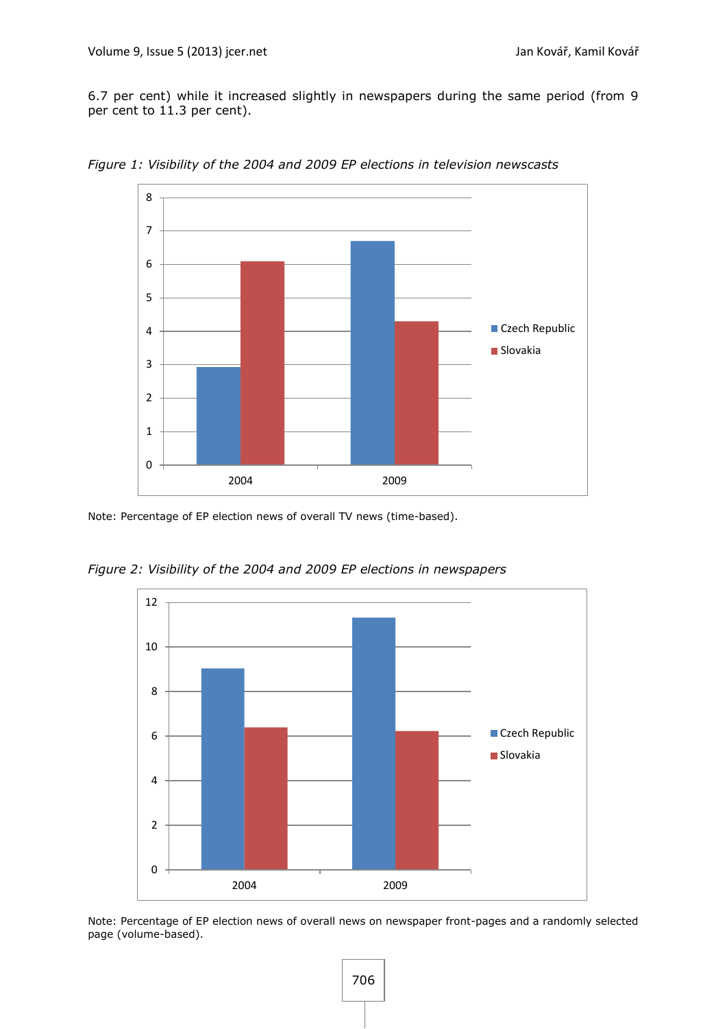6.7 per cent) while it increased slightly in newspapers during the same period (from 9 per cent to 11.3 per cent).

*Figure 1: Visibility of the 2004 and 2009 EP elections in television newscasts*

Note: Percentage of EP election news of overall TV news (time-based).

*Figure 2: Visibility of the 2004 and 2009 EP elections in newspapers*

Note: Percentage of EP election news of overall news on newspaper front-pages and a randomly selected page (volume-based).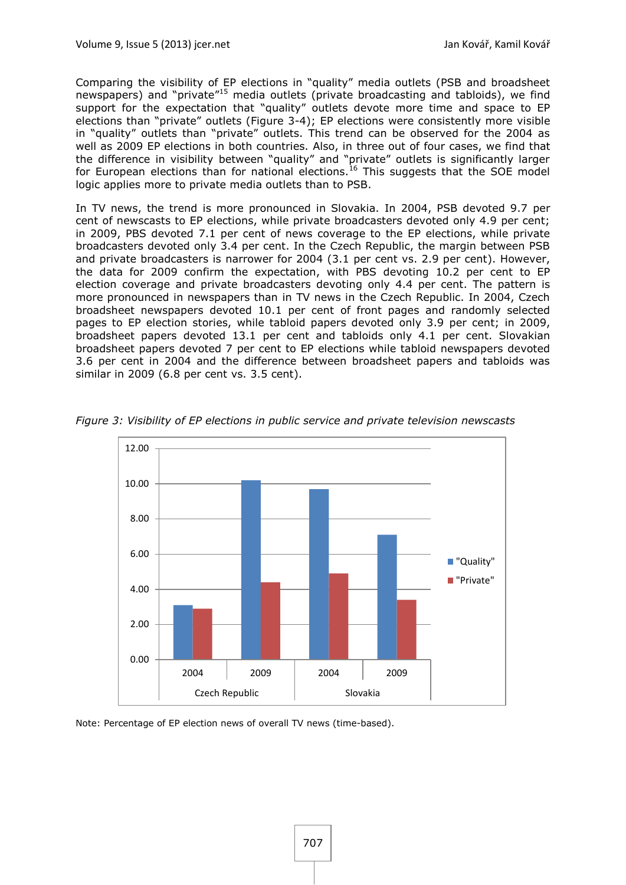Comparing the visibility of EP elections in "quality" media outlets (PSB and broadsheet newspapers) and "private"[15] media outlets (private broadcasting and tabloids), we find support for the expectation that "quality" outlets devote more time and space to EP elections than "private" outlets (Figure 3-4); EP elections were consistently more visible in "quality" outlets than "private" outlets. This trend can be observed for the 2004 as well as 2009 EP elections in both countries. Also, in three out of four cases, we find that the difference in visibility between "quality" and "private" outlets is significantly larger for European elections than for national elections.[16] This suggests that the SOE model logic applies more to private media outlets than to PSB.

In TV news, the trend is more pronounced in Slovakia. In 2004, PSB devoted 9.7 per cent of newscasts to EP elections, while private broadcasters devoted only 4.9 per cent; in 2009, PBS devoted 7.1 per cent of news coverage to the EP elections, while private broadcasters devoted only 3.4 per cent. In the Czech Republic, the margin between PSB and private broadcasters is narrower for 2004 (3.1 per cent vs. 2.9 per cent). However, the data for 2009 confirm the expectation, with PBS devoting 10.2 per cent to EP election coverage and private broadcasters devoting only 4.4 per cent. The pattern is more pronounced in newspapers than in TV news in the Czech Republic. In 2004, Czech broadsheet newspapers devoted 10.1 per cent of front pages and randomly selected pages to EP election stories, while tabloid papers devoted only 3.9 per cent; in 2009, broadsheet papers devoted 13.1 per cent and tabloids only 4.1 per cent. Slovakian broadsheet papers devoted 7 per cent to EP elections while tabloid newspapers devoted 3.6 per cent in 2004 and the difference between broadsheet papers and tabloids was similar in 2009 (6.8 per cent vs. 3.5 cent).

*Figure 3: Visibility of EP elections in public service and private television newscasts*

| | | "Quality" | "Private" |
|---|---|---|---|
| Czech Republic | 2004 | 3.1 | 2.9 |
| | 2009 | 10.2 | 4.4 |
| Slovakia | 2004 | 9.7 | 4.9 |
| | 2009 | 7.1 | 3.4 |

Note: Percentage of EP election news of overall TV news (time-based).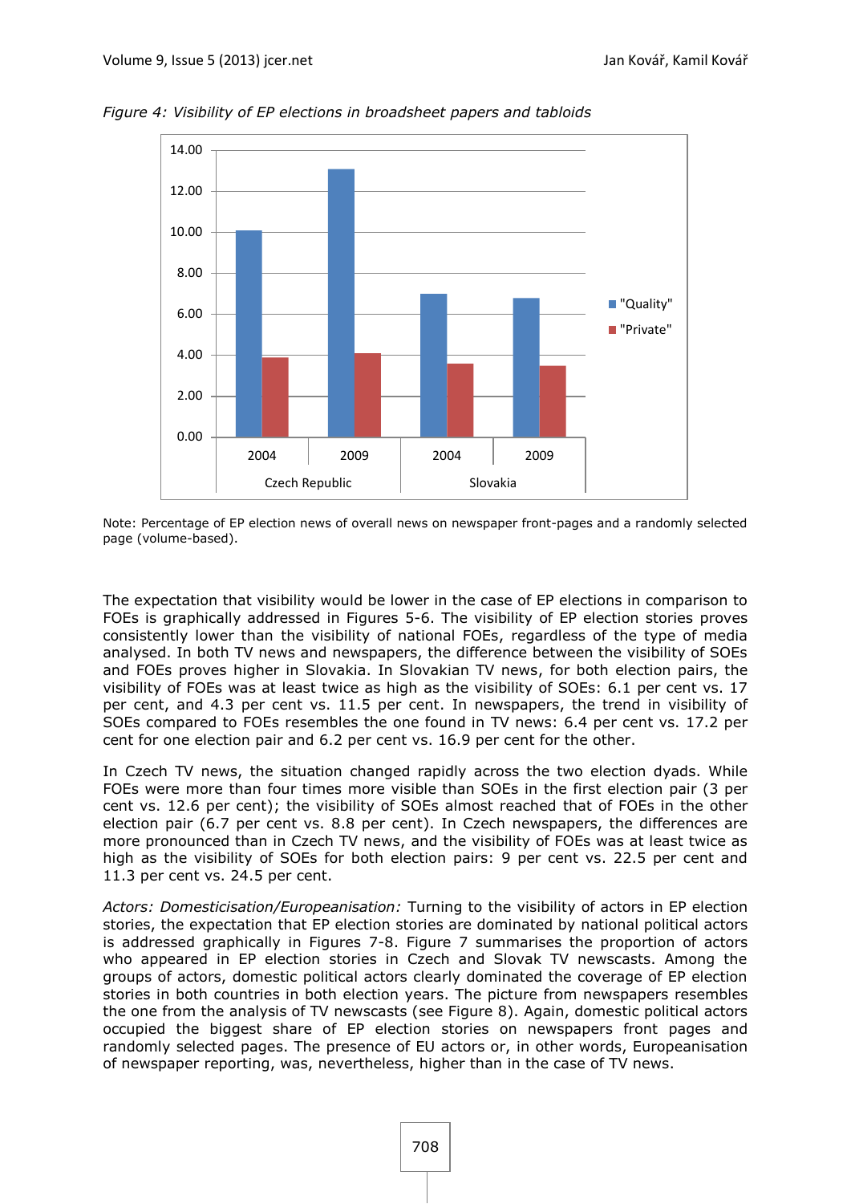*Figure 4: Visibility of EP elections in broadsheet papers and tabloids*

Note: Percentage of EP election news of overall news on newspaper front-pages and a randomly selected page (volume-based).

The expectation that visibility would be lower in the case of EP elections in comparison to FOEs is graphically addressed in Figures 5-6. The visibility of EP election stories proves consistently lower than the visibility of national FOEs, regardless of the type of media analysed. In both TV news and newspapers, the difference between the visibility of SOEs and FOEs proves higher in Slovakia. In Slovakian TV news, for both election pairs, the visibility of FOEs was at least twice as high as the visibility of SOEs: 6.1 per cent vs. 17 per cent, and 4.3 per cent vs. 11.5 per cent. In newspapers, the trend in visibility of SOEs compared to FOEs resembles the one found in TV news: 6.4 per cent vs. 17.2 per cent for one election pair and 6.2 per cent vs. 16.9 per cent for the other.

In Czech TV news, the situation changed rapidly across the two election dyads. While FOEs were more than four times more visible than SOEs in the first election pair (3 per cent vs. 12.6 per cent); the visibility of SOEs almost reached that of FOEs in the other election pair (6.7 per cent vs. 8.8 per cent). In Czech newspapers, the differences are more pronounced than in Czech TV news, and the visibility of FOEs was at least twice as high as the visibility of SOEs for both election pairs: 9 per cent vs. 22.5 per cent and 11.3 per cent vs. 24.5 per cent.

*Actors: Domesticisation/Europeanisation:* Turning to the visibility of actors in EP election stories, the expectation that EP election stories are dominated by national political actors is addressed graphically in Figures 7-8. Figure 7 summarises the proportion of actors who appeared in EP election stories in Czech and Slovak TV newscasts. Among the groups of actors, domestic political actors clearly dominated the coverage of EP election stories in both countries in both election years. The picture from newspapers resembles the one from the analysis of TV newscasts (see Figure 8). Again, domestic political actors occupied the biggest share of EP election stories on newspapers front pages and randomly selected pages. The presence of EU actors or, in other words, Europeanisation of newspaper reporting, was, nevertheless, higher than in the case of TV news.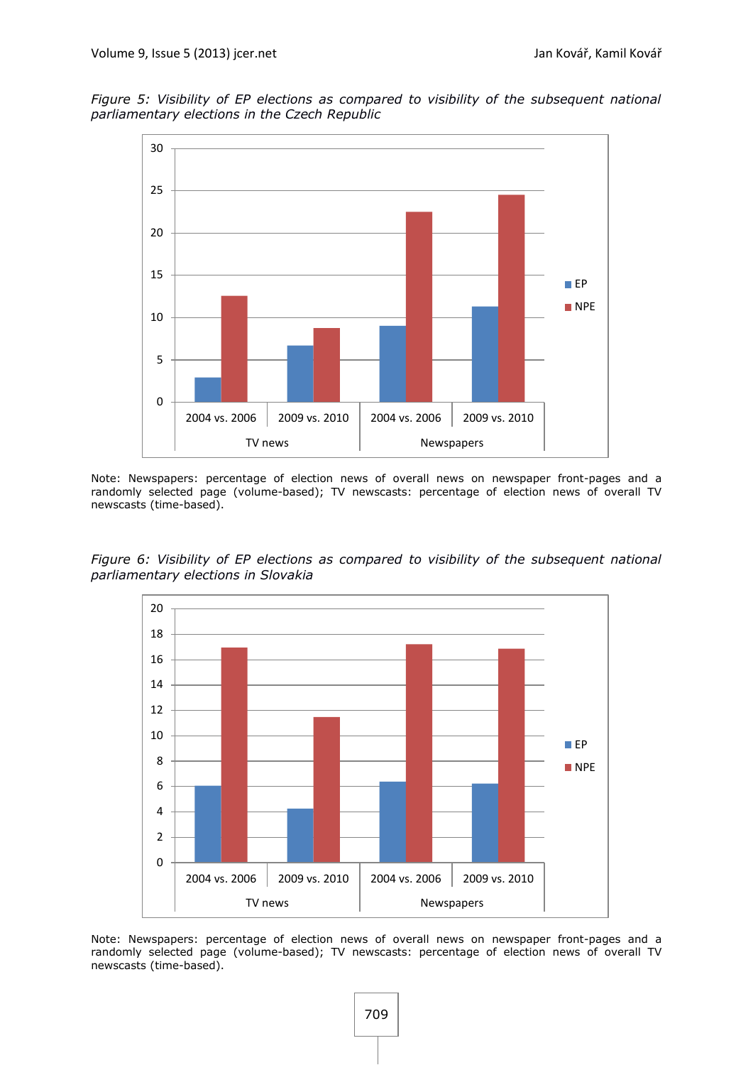*Figure 5: Visibility of EP elections as compared to visibility of the subsequent national parliamentary elections in the Czech Republic*

Note: Newspapers: percentage of election news of overall news on newspaper front-pages and a randomly selected page (volume-based); TV newscasts: percentage of election news of overall TV newscasts (time-based).

*Figure 6: Visibility of EP elections as compared to visibility of the subsequent national parliamentary elections in Slovakia*

Note: Newspapers: percentage of election news of overall news on newspaper front-pages and a randomly selected page (volume-based); TV newscasts: percentage of election news of overall TV newscasts (time-based).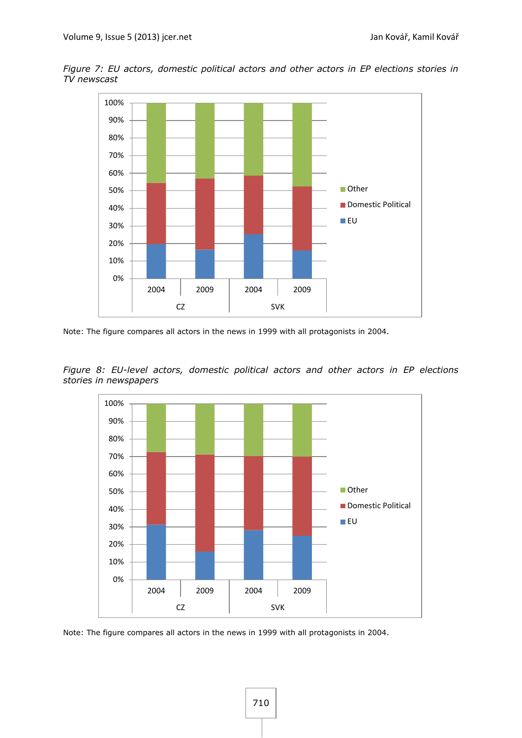*Figure 7: EU actors, domestic political actors and other actors in EP elections stories in TV newscast*

Note: The figure compares all actors in the news in 1999 with all protagonists in 2004.

*Figure 8: EU-level actors, domestic political actors and other actors in EP elections stories in newspapers*

Note: The figure compares all actors in the news in 1999 with all protagonists in 2004.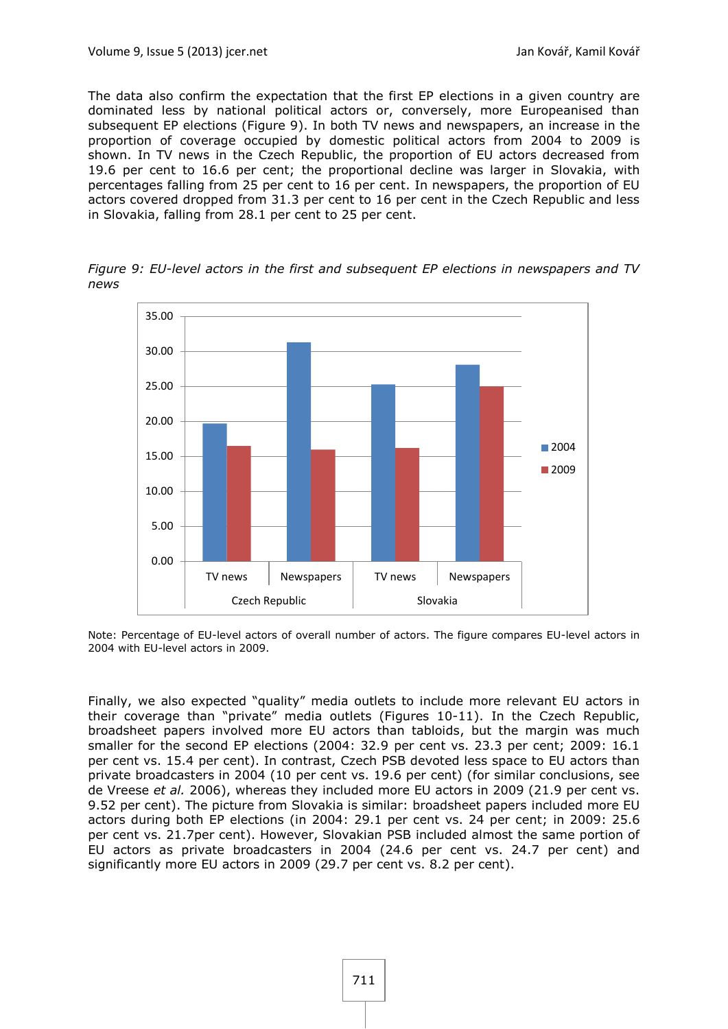The data also confirm the expectation that the first EP elections in a given country are dominated less by national political actors or, conversely, more Europeanised than subsequent EP elections (Figure 9). In both TV news and newspapers, an increase in the proportion of coverage occupied by domestic political actors from 2004 to 2009 is shown. In TV news in the Czech Republic, the proportion of EU actors decreased from 19.6 per cent to 16.6 per cent; the proportional decline was larger in Slovakia, with percentages falling from 25 per cent to 16 per cent. In newspapers, the proportion of EU actors covered dropped from 31.3 per cent to 16 per cent in the Czech Republic and less in Slovakia, falling from 28.1 per cent to 25 per cent.

*Figure 9: EU-level actors in the first and subsequent EP elections in newspapers and TV news*

Note: Percentage of EU-level actors of overall number of actors. The figure compares EU-level actors in 2004 with EU-level actors in 2009.

Finally, we also expected "quality" media outlets to include more relevant EU actors in their coverage than "private" media outlets (Figures 10-11). In the Czech Republic, broadsheet papers involved more EU actors than tabloids, but the margin was much smaller for the second EP elections (2004: 32.9 per cent vs. 23.3 per cent; 2009: 16.1 per cent vs. 15.4 per cent). In contrast, Czech PSB devoted less space to EU actors than private broadcasters in 2004 (10 per cent vs. 19.6 per cent) (for similar conclusions, see de Vreese *et al.* 2006), whereas they included more EU actors in 2009 (21.9 per cent vs. 9.52 per cent). The picture from Slovakia is similar: broadsheet papers included more EU actors during both EP elections (in 2004: 29.1 per cent vs. 24 per cent; in 2009: 25.6 per cent vs. 21.7per cent). However, Slovakian PSB included almost the same portion of EU actors as private broadcasters in 2004 (24.6 per cent vs. 24.7 per cent) and significantly more EU actors in 2009 (29.7 per cent vs. 8.2 per cent).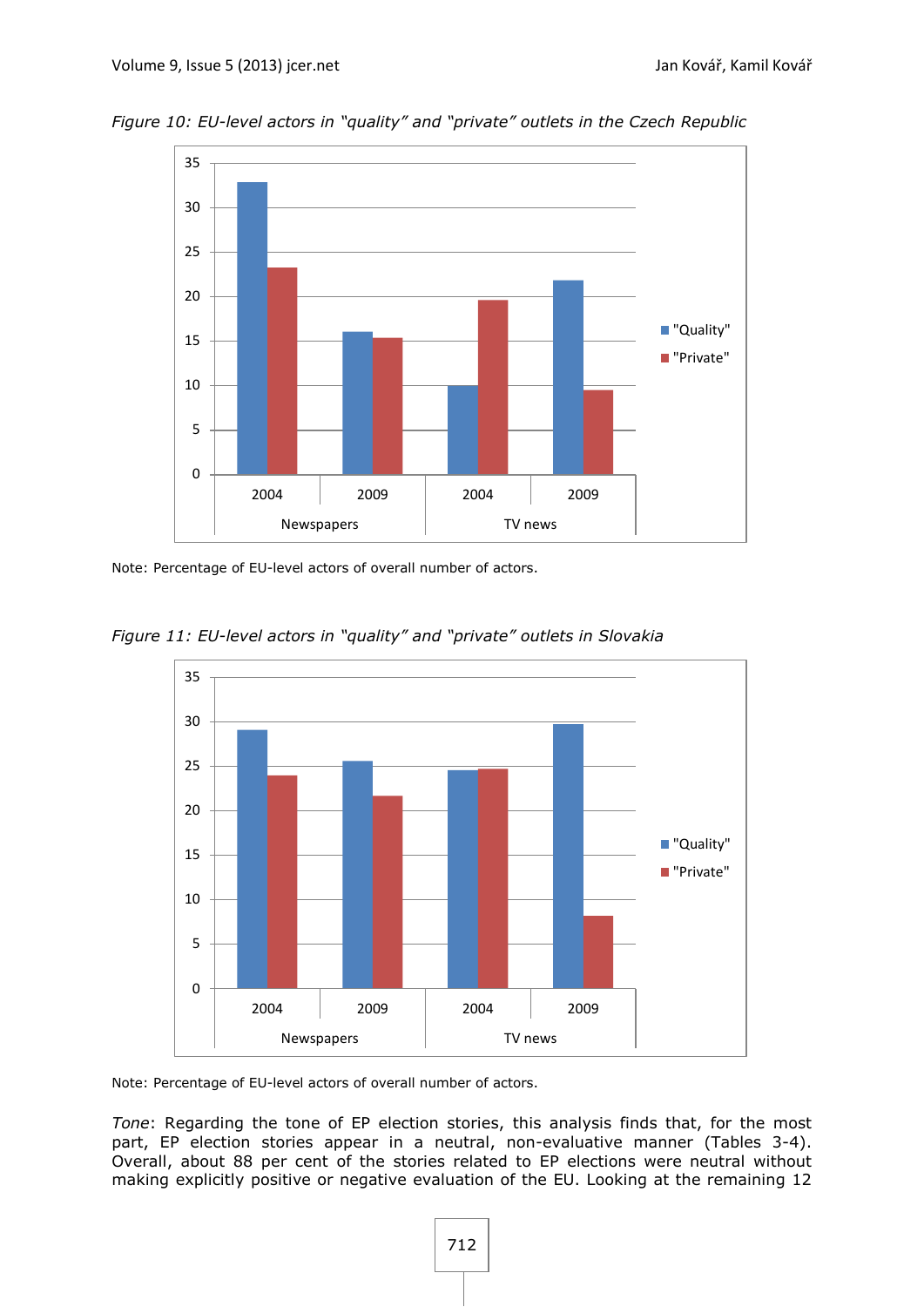*Figure 10: EU-level actors in "quality" and "private" outlets in the Czech Republic*

Note: Percentage of EU-level actors of overall number of actors.

*Figure 11: EU-level actors in "quality" and "private" outlets in Slovakia*

Note: Percentage of EU-level actors of overall number of actors.

*Tone*: Regarding the tone of EP election stories, this analysis finds that, for the most part, EP election stories appear in a neutral, non-evaluative manner (Tables 3-4). Overall, about 88 per cent of the stories related to EP elections were neutral without making explicitly positive or negative evaluation of the EU. Looking at the remaining 12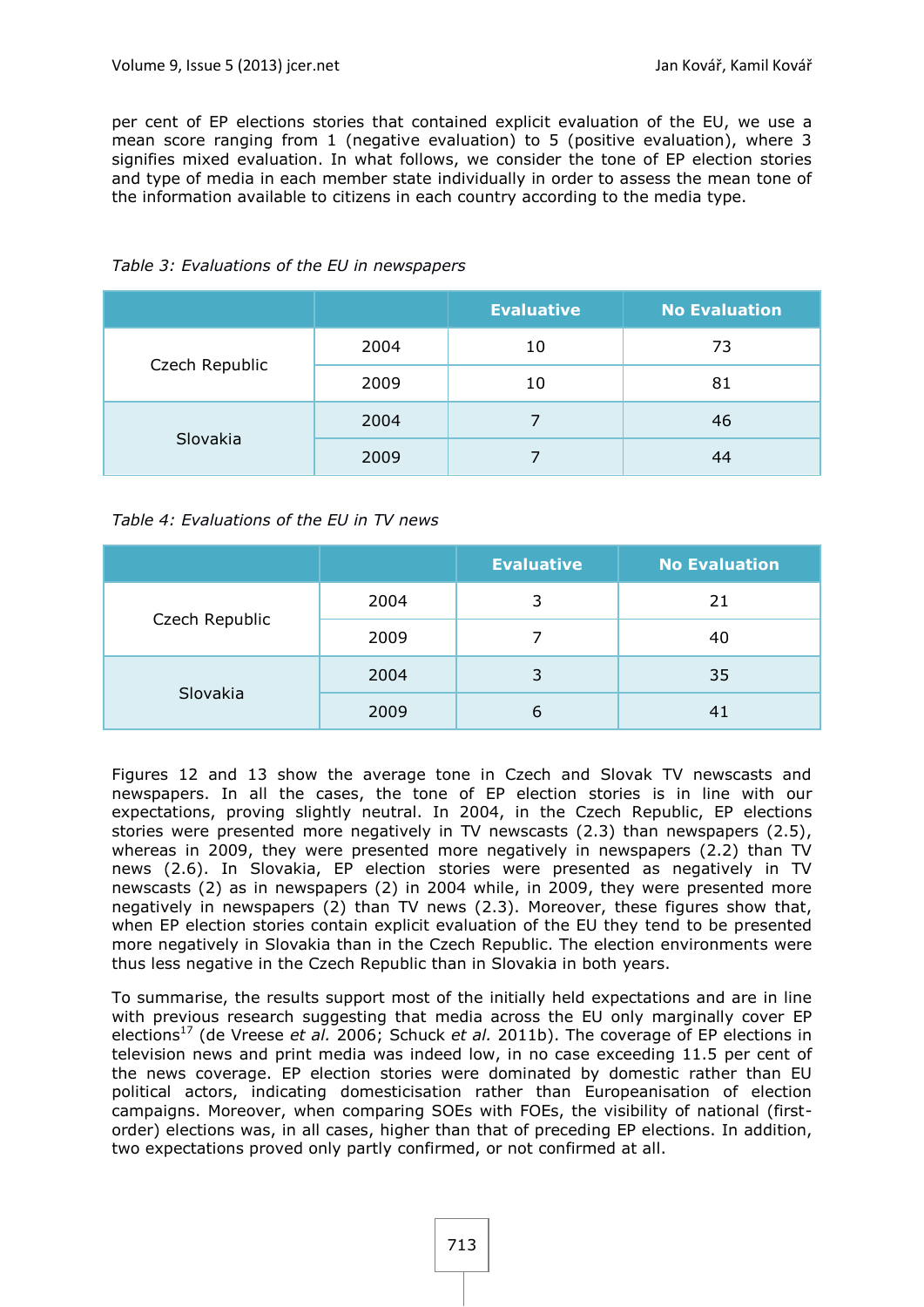per cent of EP elections stories that contained explicit evaluation of the EU, we use a mean score ranging from 1 (negative evaluation) to 5 (positive evaluation), where 3 signifies mixed evaluation. In what follows, we consider the tone of EP election stories and type of media in each member state individually in order to assess the mean tone of the information available to citizens in each country according to the media type.

*Table 3: Evaluations of the EU in newspapers*

| | | Evaluative | No Evaluation |
|---|---|---|---|
| Czech Republic | 2004 | 10 | 73 |
| | 2009 | 10 | 81 |
| Slovakia | 2004 | 7 | 46 |
| | 2009 | 7 | 44 |

*Table 4: Evaluations of the EU in TV news*

| | | Evaluative | No Evaluation |
|---|---|---|---|
| Czech Republic | 2004 | 3 | 21 |
| | 2009 | 7 | 40 |
| Slovakia | 2004 | 3 | 35 |
| | 2009 | 6 | 41 |

Figures 12 and 13 show the average tone in Czech and Slovak TV newscasts and newspapers. In all the cases, the tone of EP election stories is in line with our expectations, proving slightly neutral. In 2004, in the Czech Republic, EP elections stories were presented more negatively in TV newscasts (2.3) than newspapers (2.5), whereas in 2009, they were presented more negatively in newspapers (2.2) than TV news (2.6). In Slovakia, EP election stories were presented as negatively in TV newscasts (2) as in newspapers (2) in 2004 while, in 2009, they were presented more negatively in newspapers (2) than TV news (2.3). Moreover, these figures show that, when EP election stories contain explicit evaluation of the EU they tend to be presented more negatively in Slovakia than in the Czech Republic. The election environments were thus less negative in the Czech Republic than in Slovakia in both years.

To summarise, the results support most of the initially held expectations and are in line with previous research suggesting that media across the EU only marginally cover EP elections[17] (de Vreese *et al.* 2006; Schuck *et al.* 2011b). The coverage of EP elections in television news and print media was indeed low, in no case exceeding 11.5 per cent of the news coverage. EP election stories were dominated by domestic rather than EU political actors, indicating domesticisation rather than Europeanisation of election campaigns. Moreover, when comparing SOEs with FOEs, the visibility of national (first-order) elections was, in all cases, higher than that of preceding EP elections. In addition, two expectations proved only partly confirmed, or not confirmed at all.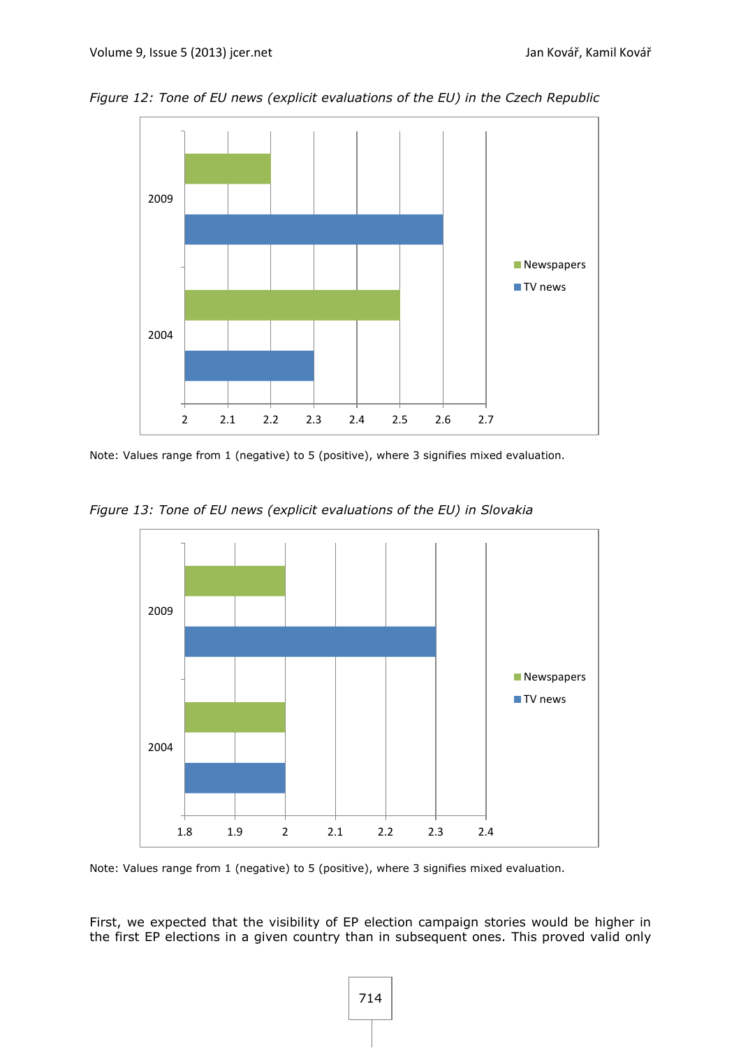*Figure 12: Tone of EU news (explicit evaluations of the EU) in the Czech Republic*

| | Newspapers | TV news |
|---|---|---|
| 2009 | 2.2 | 2.6 |
| 2004 | 2.5 | 2.3 |

Note: Values range from 1 (negative) to 5 (positive), where 3 signifies mixed evaluation.

*Figure 13: Tone of EU news (explicit evaluations of the EU) in Slovakia*

| | Newspapers | TV news |
|---|---|---|
| 2009 | 2 | 2.3 |
| 2004 | 2 | 2 |

Note: Values range from 1 (negative) to 5 (positive), where 3 signifies mixed evaluation.

First, we expected that the visibility of EP election campaign stories would be higher in the first EP elections in a given country than in subsequent ones. This proved valid only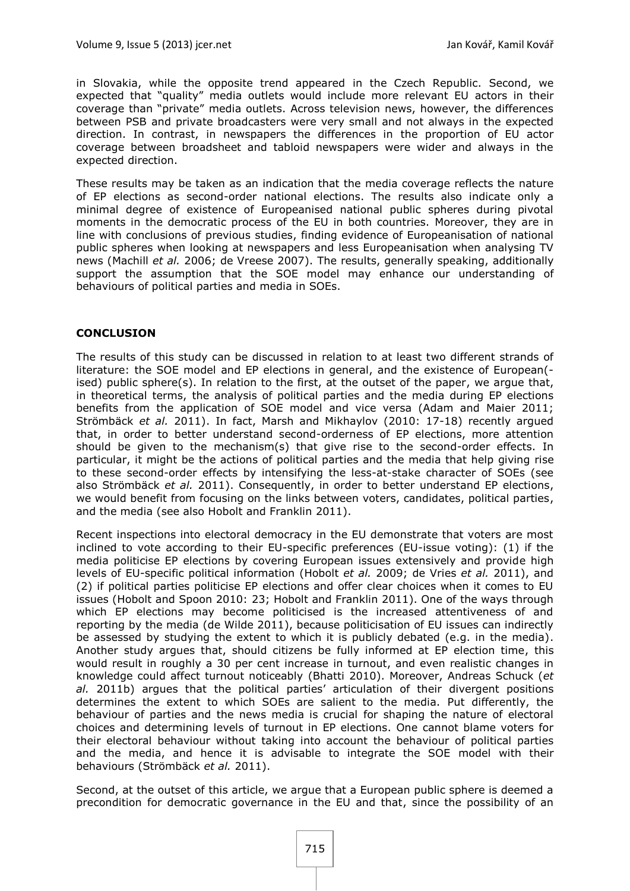in Slovakia, while the opposite trend appeared in the Czech Republic. Second, we expected that "quality" media outlets would include more relevant EU actors in their coverage than "private" media outlets. Across television news, however, the differences between PSB and private broadcasters were very small and not always in the expected direction. In contrast, in newspapers the differences in the proportion of EU actor coverage between broadsheet and tabloid newspapers were wider and always in the expected direction.

These results may be taken as an indication that the media coverage reflects the nature of EP elections as second-order national elections. The results also indicate only a minimal degree of existence of Europeanised national public spheres during pivotal moments in the democratic process of the EU in both countries. Moreover, they are in line with conclusions of previous studies, finding evidence of Europeanisation of national public spheres when looking at newspapers and less Europeanisation when analysing TV news (Machill *et al.* 2006; de Vreese 2007). The results, generally speaking, additionally support the assumption that the SOE model may enhance our understanding of behaviours of political parties and media in SOEs.

## CONCLUSION

The results of this study can be discussed in relation to at least two different strands of literature: the SOE model and EP elections in general, and the existence of European(-ised) public sphere(s). In relation to the first, at the outset of the paper, we argue that, in theoretical terms, the analysis of political parties and the media during EP elections benefits from the application of SOE model and vice versa (Adam and Maier 2011; Strömbäck *et al.* 2011). In fact, Marsh and Mikhaylov (2010: 17-18) recently argued that, in order to better understand second-orderness of EP elections, more attention should be given to the mechanism(s) that give rise to the second-order effects. In particular, it might be the actions of political parties and the media that help giving rise to these second-order effects by intensifying the less-at-stake character of SOEs (see also Strömbäck *et al.* 2011). Consequently, in order to better understand EP elections, we would benefit from focusing on the links between voters, candidates, political parties, and the media (see also Hobolt and Franklin 2011).

Recent inspections into electoral democracy in the EU demonstrate that voters are most inclined to vote according to their EU-specific preferences (EU-issue voting): (1) if the media politicise EP elections by covering European issues extensively and provide high levels of EU-specific political information (Hobolt *et al.* 2009; de Vries *et al.* 2011), and (2) if political parties politicise EP elections and offer clear choices when it comes to EU issues (Hobolt and Spoon 2010: 23; Hobolt and Franklin 2011). One of the ways through which EP elections may become politicised is the increased attentiveness of and reporting by the media (de Wilde 2011), because politicisation of EU issues can indirectly be assessed by studying the extent to which it is publicly debated (e.g. in the media). Another study argues that, should citizens be fully informed at EP election time, this would result in roughly a 30 per cent increase in turnout, and even realistic changes in knowledge could affect turnout noticeably (Bhatti 2010). Moreover, Andreas Schuck (*et al.* 2011b) argues that the political parties' articulation of their divergent positions determines the extent to which SOEs are salient to the media. Put differently, the behaviour of parties and the news media is crucial for shaping the nature of electoral choices and determining levels of turnout in EP elections. One cannot blame voters for their electoral behaviour without taking into account the behaviour of political parties and the media, and hence it is advisable to integrate the SOE model with their behaviours (Strömbäck *et al.* 2011).

Second, at the outset of this article, we argue that a European public sphere is deemed a precondition for democratic governance in the EU and that, since the possibility of an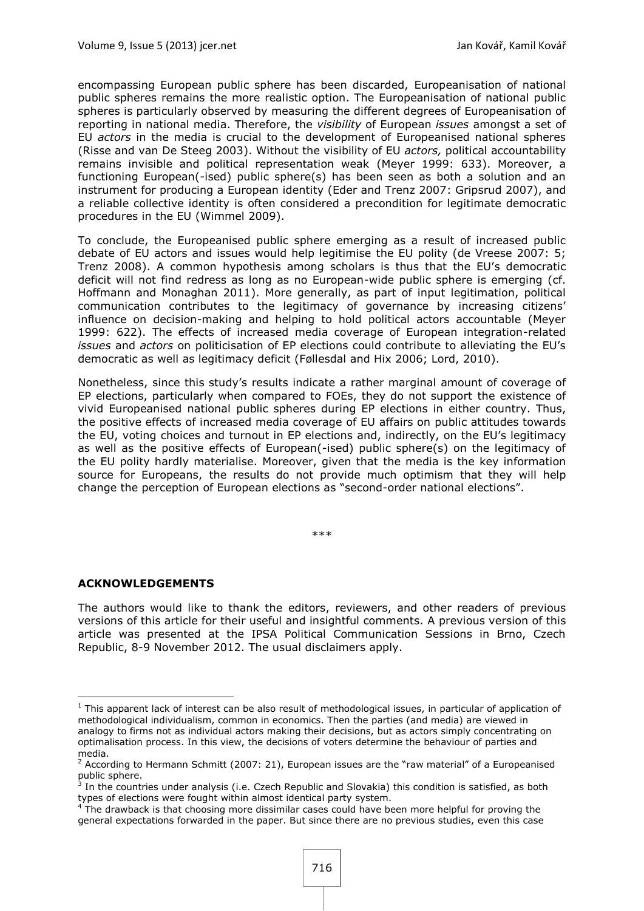encompassing European public sphere has been discarded, Europeanisation of national public spheres remains the more realistic option. The Europeanisation of national public spheres is particularly observed by measuring the different degrees of Europeanisation of reporting in national media. Therefore, the *visibility* of European *issues* amongst a set of EU *actors* in the media is crucial to the development of Europeanised national spheres (Risse and van De Steeg 2003). Without the visibility of EU *actors,* political accountability remains invisible and political representation weak (Meyer 1999: 633). Moreover, a functioning European(-ised) public sphere(s) has been seen as both a solution and an instrument for producing a European identity (Eder and Trenz 2007: Gripsrud 2007), and a reliable collective identity is often considered a precondition for legitimate democratic procedures in the EU (Wimmel 2009).

To conclude, the Europeanised public sphere emerging as a result of increased public debate of EU actors and issues would help legitimise the EU polity (de Vreese 2007: 5; Trenz 2008). A common hypothesis among scholars is thus that the EU's democratic deficit will not find redress as long as no European-wide public sphere is emerging (cf. Hoffmann and Monaghan 2011). More generally, as part of input legitimation, political communication contributes to the legitimacy of governance by increasing citizens' influence on decision-making and helping to hold political actors accountable (Meyer 1999: 622). The effects of increased media coverage of European integration-related *issues* and *actors* on politicisation of EP elections could contribute to alleviating the EU's democratic as well as legitimacy deficit (Føllesdal and Hix 2006; Lord, 2010).

Nonetheless, since this study's results indicate a rather marginal amount of coverage of EP elections, particularly when compared to FOEs, they do not support the existence of vivid Europeanised national public spheres during EP elections in either country. Thus, the positive effects of increased media coverage of EU affairs on public attitudes towards the EU, voting choices and turnout in EP elections and, indirectly, on the EU's legitimacy as well as the positive effects of European(-ised) public sphere(s) on the legitimacy of the EU polity hardly materialise. Moreover, given that the media is the key information source for Europeans, the results do not provide much optimism that they will help change the perception of European elections as "second-order national elections".

***

**ACKNOWLEDGEMENTS**

The authors would like to thank the editors, reviewers, and other readers of previous versions of this article for their useful and insightful comments. A previous version of this article was presented at the IPSA Political Communication Sessions in Brno, Czech Republic, 8-9 November 2012. The usual disclaimers apply.

---

[1] This apparent lack of interest can be also result of methodological issues, in particular of application of methodological individualism, common in economics. Then the parties (and media) are viewed in analogy to firms not as individual actors making their decisions, but as actors simply concentrating on optimalisation process. In this view, the decisions of voters determine the behaviour of parties and media.

[2] According to Hermann Schmitt (2007: 21), European issues are the "raw material" of a Europeanised public sphere.

[3] In the countries under analysis (i.e. Czech Republic and Slovakia) this condition is satisfied, as both types of elections were fought within almost identical party system.

[4] The drawback is that choosing more dissimilar cases could have been more helpful for proving the general expectations forwarded in the paper. But since there are no previous studies, even this case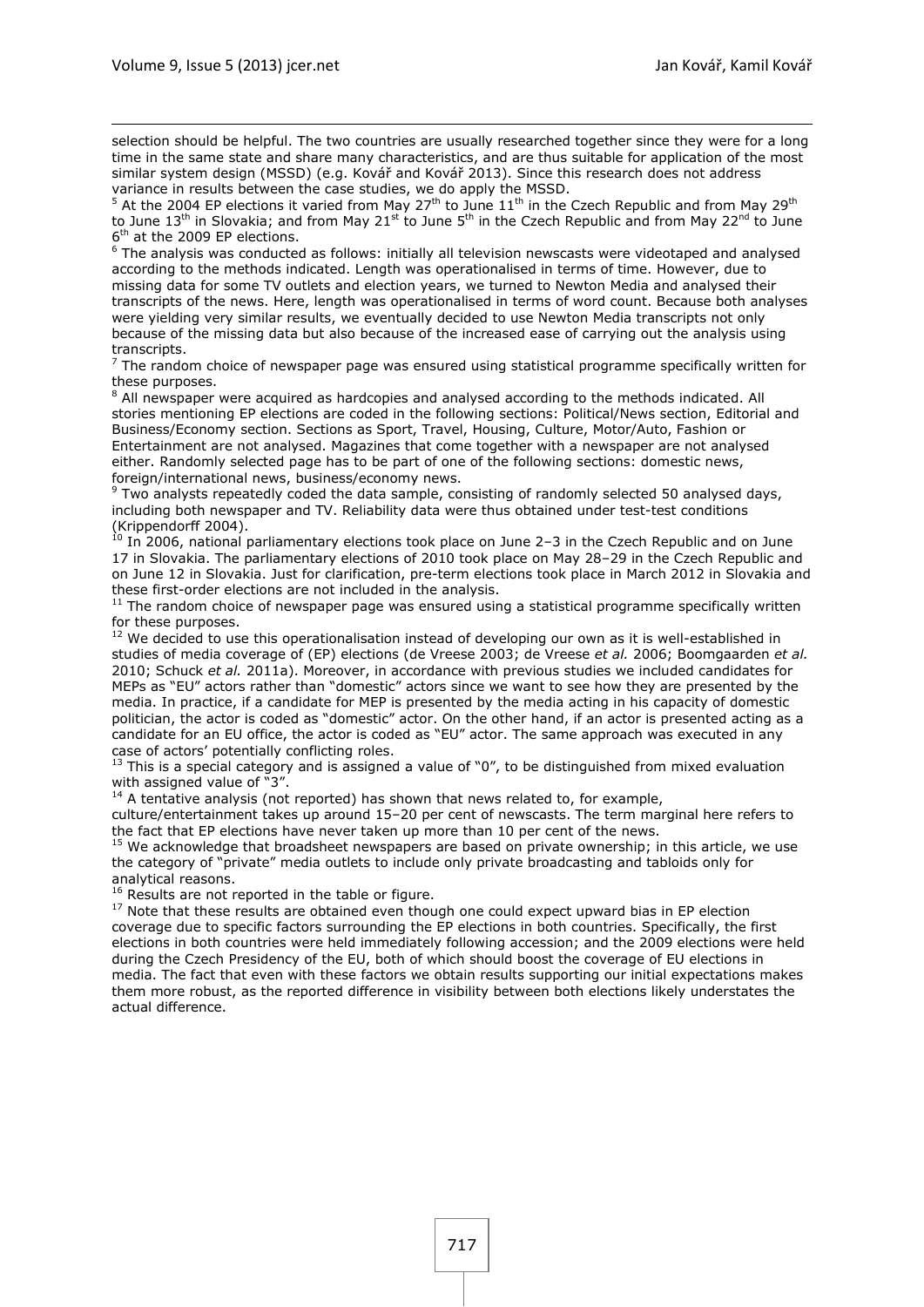selection should be helpful. The two countries are usually researched together since they were for a long time in the same state and share many characteristics, and are thus suitable for application of the most similar system design (MSSD) (e.g. Kovář and Kovář 2013). Since this research does not address variance in results between the case studies, we do apply the MSSD.

[5] At the 2004 EP elections it varied from May 27th to June 11th in the Czech Republic and from May 29th to June 13th in Slovakia; and from May 21st to June 5th in the Czech Republic and from May 22nd to June 6th at the 2009 EP elections.

[6] The analysis was conducted as follows: initially all television newscasts were videotaped and analysed according to the methods indicated. Length was operationalised in terms of time. However, due to missing data for some TV outlets and election years, we turned to Newton Media and analysed their transcripts of the news. Here, length was operationalised in terms of word count. Because both analyses were yielding very similar results, we eventually decided to use Newton Media transcripts not only because of the missing data but also because of the increased ease of carrying out the analysis using transcripts.

[7] The random choice of newspaper page was ensured using statistical programme specifically written for these purposes.

[8] All newspaper were acquired as hardcopies and analysed according to the methods indicated. All stories mentioning EP elections are coded in the following sections: Political/News section, Editorial and Business/Economy section. Sections as Sport, Travel, Housing, Culture, Motor/Auto, Fashion or Entertainment are not analysed. Magazines that come together with a newspaper are not analysed either. Randomly selected page has to be part of one of the following sections: domestic news, foreign/international news, business/economy news.

[9] Two analysts repeatedly coded the data sample, consisting of randomly selected 50 analysed days, including both newspaper and TV. Reliability data were thus obtained under test-test conditions (Krippendorff 2004).

[10] In 2006, national parliamentary elections took place on June 2–3 in the Czech Republic and on June 17 in Slovakia. The parliamentary elections of 2010 took place on May 28–29 in the Czech Republic and on June 12 in Slovakia. Just for clarification, pre-term elections took place in March 2012 in Slovakia and these first-order elections are not included in the analysis.

[11] The random choice of newspaper page was ensured using a statistical programme specifically written for these purposes.

[12] We decided to use this operationalisation instead of developing our own as it is well-established in studies of media coverage of (EP) elections (de Vreese 2003; de Vreese *et al.* 2006; Boomgaarden *et al.* 2010; Schuck *et al.* 2011a). Moreover, in accordance with previous studies we included candidates for MEPs as "EU" actors rather than "domestic" actors since we want to see how they are presented by the media. In practice, if a candidate for MEP is presented by the media acting in his capacity of domestic politician, the actor is coded as "domestic" actor. On the other hand, if an actor is presented acting as a candidate for an EU office, the actor is coded as "EU" actor. The same approach was executed in any case of actors' potentially conflicting roles.

[13] This is a special category and is assigned a value of "0", to be distinguished from mixed evaluation with assigned value of "3".

[14] A tentative analysis (not reported) has shown that news related to, for example, culture/entertainment takes up around 15–20 per cent of newscasts. The term marginal here refers to the fact that EP elections have never taken up more than 10 per cent of the news.

[15] We acknowledge that broadsheet newspapers are based on private ownership; in this article, we use the category of "private" media outlets to include only private broadcasting and tabloids only for analytical reasons.

[16] Results are not reported in the table or figure.

[17] Note that these results are obtained even though one could expect upward bias in EP election coverage due to specific factors surrounding the EP elections in both countries. Specifically, the first elections in both countries were held immediately following accession; and the 2009 elections were held during the Czech Presidency of the EU, both of which should boost the coverage of EU elections in media. The fact that even with these factors we obtain results supporting our initial expectations makes them more robust, as the reported difference in visibility between both elections likely understates the actual difference.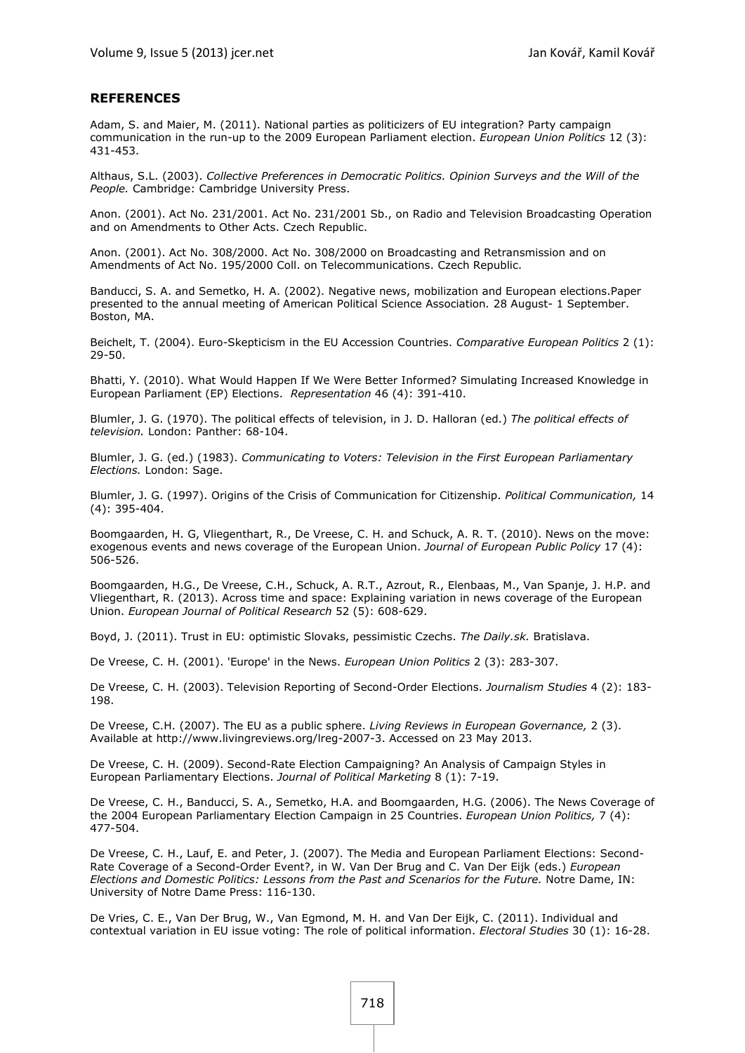## REFERENCES

Adam, S. and Maier, M. (2011). National parties as politicizers of EU integration? Party campaign communication in the run-up to the 2009 European Parliament election. *European Union Politics* 12 (3): 431-453.

Althaus, S.L. (2003). *Collective Preferences in Democratic Politics. Opinion Surveys and the Will of the People.* Cambridge: Cambridge University Press.

Anon. (2001). Act No. 231/2001. Act No. 231/2001 Sb., on Radio and Television Broadcasting Operation and on Amendments to Other Acts. Czech Republic.

Anon. (2001). Act No. 308/2000. Act No. 308/2000 on Broadcasting and Retransmission and on Amendments of Act No. 195/2000 Coll. on Telecommunications. Czech Republic.

Banducci, S. A. and Semetko, H. A. (2002). Negative news, mobilization and European elections.Paper presented to the annual meeting of American Political Science Association. 28 August- 1 September. Boston, MA.

Beichelt, T. (2004). Euro-Skepticism in the EU Accession Countries. *Comparative European Politics* 2 (1): 29-50.

Bhatti, Y. (2010). What Would Happen If We Were Better Informed? Simulating Increased Knowledge in European Parliament (EP) Elections. *Representation* 46 (4): 391-410.

Blumler, J. G. (1970). The political effects of television, in J. D. Halloran (ed.) *The political effects of television.* London: Panther: 68-104.

Blumler, J. G. (ed.) (1983). *Communicating to Voters: Television in the First European Parliamentary Elections.* London: Sage.

Blumler, J. G. (1997). Origins of the Crisis of Communication for Citizenship. *Political Communication,* 14 (4): 395-404.

Boomgaarden, H. G, Vliegenthart, R., De Vreese, C. H. and Schuck, A. R. T. (2010). News on the move: exogenous events and news coverage of the European Union. *Journal of European Public Policy* 17 (4): 506-526.

Boomgaarden, H.G., De Vreese, C.H., Schuck, A. R.T., Azrout, R., Elenbaas, M., Van Spanje, J. H.P. and Vliegenthart, R. (2013). Across time and space: Explaining variation in news coverage of the European Union. *European Journal of Political Research* 52 (5): 608-629.

Boyd, J. (2011). Trust in EU: optimistic Slovaks, pessimistic Czechs. *The Daily.sk.* Bratislava.

De Vreese, C. H. (2001). 'Europe' in the News. *European Union Politics* 2 (3): 283-307.

De Vreese, C. H. (2003). Television Reporting of Second-Order Elections. *Journalism Studies* 4 (2): 183-198.

De Vreese, C.H. (2007). The EU as a public sphere. *Living Reviews in European Governance,* 2 (3). Available at http://www.livingreviews.org/lreg-2007-3. Accessed on 23 May 2013.

De Vreese, C. H. (2009). Second-Rate Election Campaigning? An Analysis of Campaign Styles in European Parliamentary Elections. *Journal of Political Marketing* 8 (1): 7-19.

De Vreese, C. H., Banducci, S. A., Semetko, H.A. and Boomgaarden, H.G. (2006). The News Coverage of the 2004 European Parliamentary Election Campaign in 25 Countries. *European Union Politics,* 7 (4): 477-504.

De Vreese, C. H., Lauf, E. and Peter, J. (2007). The Media and European Parliament Elections: Second-Rate Coverage of a Second-Order Event?, in W. Van Der Brug and C. Van Der Eijk (eds.) *European Elections and Domestic Politics: Lessons from the Past and Scenarios for the Future.* Notre Dame, IN: University of Notre Dame Press: 116-130.

De Vries, C. E., Van Der Brug, W., Van Egmond, M. H. and Van Der Eijk, C. (2011). Individual and contextual variation in EU issue voting: The role of political information. *Electoral Studies* 30 (1): 16-28.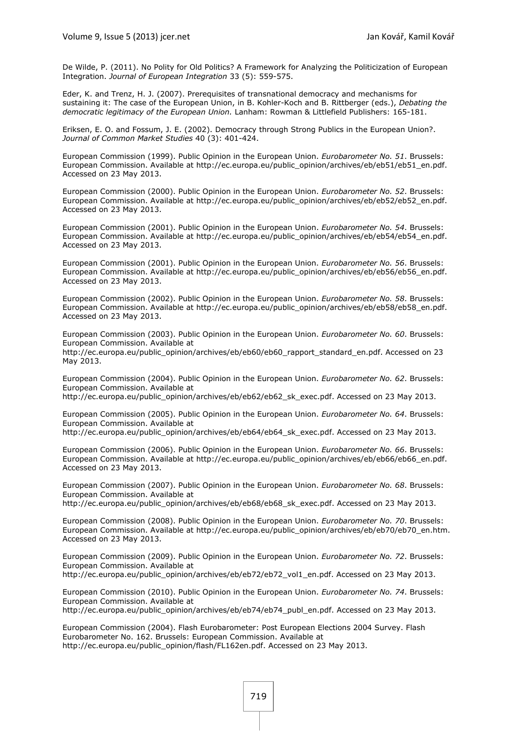De Wilde, P. (2011). No Polity for Old Politics? A Framework for Analyzing the Politicization of European Integration. *Journal of European Integration* 33 (5): 559-575.

Eder, K. and Trenz, H. J. (2007). Prerequisites of transnational democracy and mechanisms for sustaining it: The case of the European Union, in B. Kohler-Koch and B. Rittberger (eds.), *Debating the democratic legitimacy of the European Union.* Lanham: Rowman & Littlefield Publishers: 165-181.

Eriksen, E. O. and Fossum, J. E. (2002). Democracy through Strong Publics in the European Union?. *Journal of Common Market Studies* 40 (3): 401-424.

European Commission (1999). Public Opinion in the European Union. *Eurobarometer No. 51*. Brussels: European Commission. Available at http://ec.europa.eu/public_opinion/archives/eb/eb51/eb51_en.pdf. Accessed on 23 May 2013.

European Commission (2000). Public Opinion in the European Union. *Eurobarometer No. 52*. Brussels: European Commission. Available at http://ec.europa.eu/public_opinion/archives/eb/eb52/eb52_en.pdf. Accessed on 23 May 2013.

European Commission (2001). Public Opinion in the European Union. *Eurobarometer No. 54*. Brussels: European Commission. Available at http://ec.europa.eu/public_opinion/archives/eb/eb54/eb54_en.pdf. Accessed on 23 May 2013.

European Commission (2001). Public Opinion in the European Union. *Eurobarometer No. 56*. Brussels: European Commission. Available at http://ec.europa.eu/public_opinion/archives/eb/eb56/eb56_en.pdf. Accessed on 23 May 2013.

European Commission (2002). Public Opinion in the European Union. *Eurobarometer No. 58*. Brussels: European Commission. Available at http://ec.europa.eu/public_opinion/archives/eb/eb58/eb58_en.pdf. Accessed on 23 May 2013.

European Commission (2003). Public Opinion in the European Union. *Eurobarometer No. 60*. Brussels: European Commission. Available at http://ec.europa.eu/public_opinion/archives/eb/eb60/eb60_rapport_standard_en.pdf. Accessed on 23 May 2013.

European Commission (2004). Public Opinion in the European Union. *Eurobarometer No. 62*. Brussels: European Commission. Available at http://ec.europa.eu/public_opinion/archives/eb/eb62/eb62_sk_exec.pdf. Accessed on 23 May 2013.

European Commission (2005). Public Opinion in the European Union. *Eurobarometer No. 64*. Brussels: European Commission. Available at http://ec.europa.eu/public_opinion/archives/eb/eb64/eb64_sk_exec.pdf. Accessed on 23 May 2013.

European Commission (2006). Public Opinion in the European Union. *Eurobarometer No. 66*. Brussels: European Commission. Available at http://ec.europa.eu/public_opinion/archives/eb/eb66/eb66_en.pdf. Accessed on 23 May 2013.

European Commission (2007). Public Opinion in the European Union. *Eurobarometer No. 68*. Brussels: European Commission. Available at http://ec.europa.eu/public_opinion/archives/eb/eb68/eb68_sk_exec.pdf. Accessed on 23 May 2013.

European Commission (2008). Public Opinion in the European Union. *Eurobarometer No. 70*. Brussels: European Commission. Available at http://ec.europa.eu/public_opinion/archives/eb/eb70/eb70_en.htm. Accessed on 23 May 2013.

European Commission (2009). Public Opinion in the European Union. *Eurobarometer No. 72*. Brussels: European Commission. Available at http://ec.europa.eu/public_opinion/archives/eb/eb72/eb72_vol1_en.pdf. Accessed on 23 May 2013.

European Commission (2010). Public Opinion in the European Union. *Eurobarometer No. 74*. Brussels: European Commission. Available at http://ec.europa.eu/public_opinion/archives/eb/eb74/eb74_publ_en.pdf. Accessed on 23 May 2013.

European Commission (2004). Flash Eurobarometer: Post European Elections 2004 Survey. Flash Eurobarometer No. 162. Brussels: European Commission. Available at http://ec.europa.eu/public_opinion/flash/FL162en.pdf. Accessed on 23 May 2013.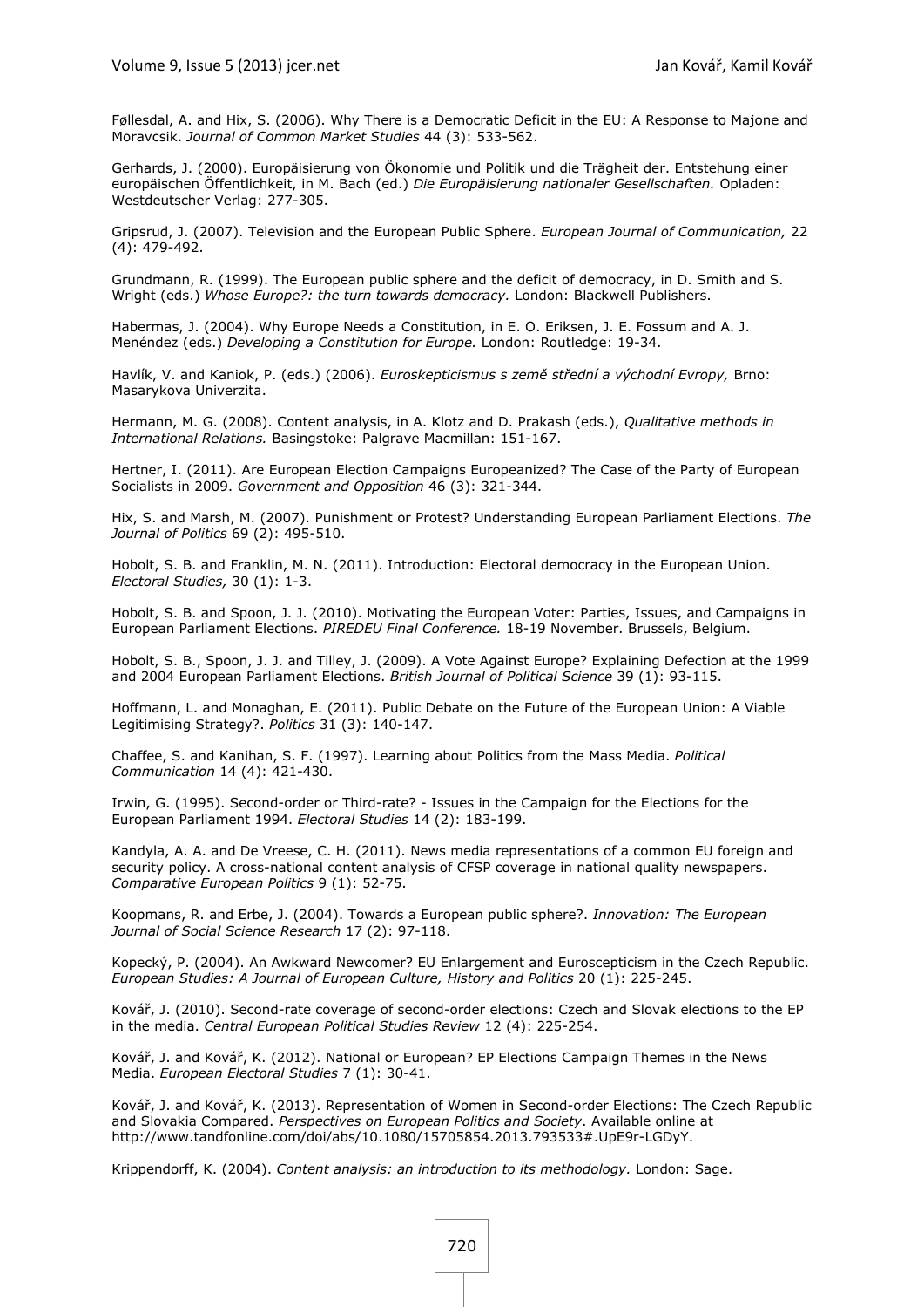Føllesdal, A. and Hix, S. (2006). Why There is a Democratic Deficit in the EU: A Response to Majone and Moravcsik. *Journal of Common Market Studies* 44 (3): 533-562.

Gerhards, J. (2000). Europäisierung von Ökonomie und Politik und die Trägheit der. Entstehung einer europäischen Öffentlichkeit, in M. Bach (ed.) *Die Europäisierung nationaler Gesellschaften.* Opladen: Westdeutscher Verlag: 277-305.

Gripsrud, J. (2007). Television and the European Public Sphere. *European Journal of Communication,* 22 (4): 479-492.

Grundmann, R. (1999). The European public sphere and the deficit of democracy, in D. Smith and S. Wright (eds.) *Whose Europe?: the turn towards democracy.* London: Blackwell Publishers.

Habermas, J. (2004). Why Europe Needs a Constitution, in E. O. Eriksen, J. E. Fossum and A. J. Menéndez (eds.) *Developing a Constitution for Europe.* London: Routledge: 19-34.

Havlík, V. and Kaniok, P. (eds.) (2006). *Euroskepticismus s země střední a východní Evropy,* Brno: Masarykova Univerzita.

Hermann, M. G. (2008). Content analysis, in A. Klotz and D. Prakash (eds.), *Qualitative methods in International Relations.* Basingstoke: Palgrave Macmillan: 151-167.

Hertner, I. (2011). Are European Election Campaigns Europeanized? The Case of the Party of European Socialists in 2009. *Government and Opposition* 46 (3): 321-344.

Hix, S. and Marsh, M. (2007). Punishment or Protest? Understanding European Parliament Elections. *The Journal of Politics* 69 (2): 495-510.

Hobolt, S. B. and Franklin, M. N. (2011). Introduction: Electoral democracy in the European Union. *Electoral Studies,* 30 (1): 1-3.

Hobolt, S. B. and Spoon, J. J. (2010). Motivating the European Voter: Parties, Issues, and Campaigns in European Parliament Elections. *PIREDEU Final Conference.* 18-19 November. Brussels, Belgium.

Hobolt, S. B., Spoon, J. J. and Tilley, J. (2009). A Vote Against Europe? Explaining Defection at the 1999 and 2004 European Parliament Elections. *British Journal of Political Science* 39 (1): 93-115.

Hoffmann, L. and Monaghan, E. (2011). Public Debate on the Future of the European Union: A Viable Legitimising Strategy?. *Politics* 31 (3): 140-147.

Chaffee, S. and Kanihan, S. F. (1997). Learning about Politics from the Mass Media. *Political Communication* 14 (4): 421-430.

Irwin, G. (1995). Second-order or Third-rate? - Issues in the Campaign for the Elections for the European Parliament 1994. *Electoral Studies* 14 (2): 183-199.

Kandyla, A. A. and De Vreese, C. H. (2011). News media representations of a common EU foreign and security policy. A cross-national content analysis of CFSP coverage in national quality newspapers. *Comparative European Politics* 9 (1): 52-75.

Koopmans, R. and Erbe, J. (2004). Towards a European public sphere?. *Innovation: The European Journal of Social Science Research* 17 (2): 97-118.

Kopecký, P. (2004). An Awkward Newcomer? EU Enlargement and Euroscepticism in the Czech Republic. *European Studies: A Journal of European Culture, History and Politics* 20 (1): 225-245.

Kovář, J. (2010). Second-rate coverage of second-order elections: Czech and Slovak elections to the EP in the media. *Central European Political Studies Review* 12 (4): 225-254.

Kovář, J. and Kovář, K. (2012). National or European? EP Elections Campaign Themes in the News Media. *European Electoral Studies* 7 (1): 30-41.

Kovář, J. and Kovář, K. (2013). Representation of Women in Second-order Elections: The Czech Republic and Slovakia Compared. *Perspectives on European Politics and Society*. Available online at http://www.tandfonline.com/doi/abs/10.1080/15705854.2013.793533#.UpE9r-LGDyY.

Krippendorff, K. (2004). *Content analysis: an introduction to its methodology.* London: Sage.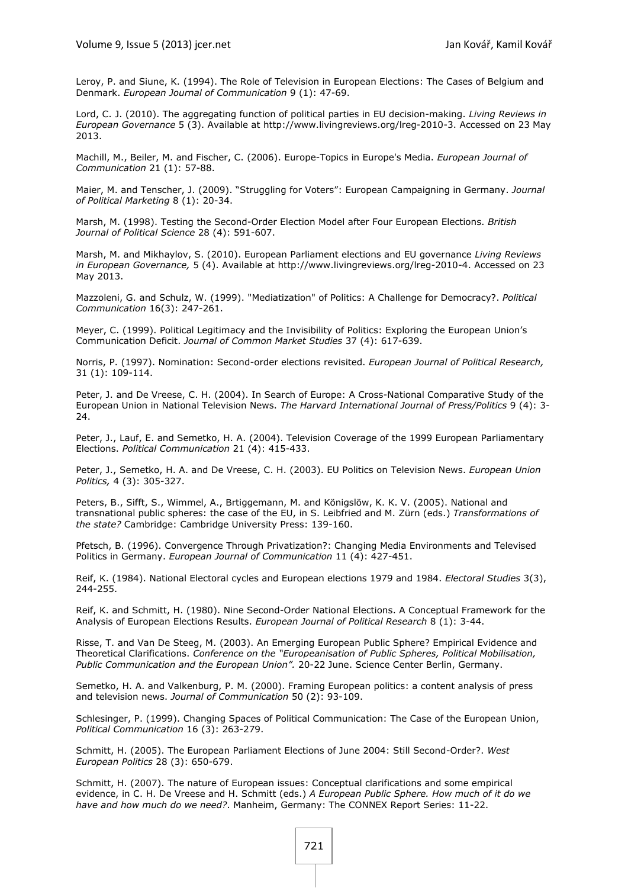Leroy, P. and Siune, K. (1994). The Role of Television in European Elections: The Cases of Belgium and Denmark. *European Journal of Communication* 9 (1): 47-69.

Lord, C. J. (2010). The aggregating function of political parties in EU decision-making. *Living Reviews in European Governance* 5 (3). Available at http://www.livingreviews.org/lreg-2010-3. Accessed on 23 May 2013.

Machill, M., Beiler, M. and Fischer, C. (2006). Europe-Topics in Europe's Media. *European Journal of Communication* 21 (1): 57-88.

Maier, M. and Tenscher, J. (2009). "Struggling for Voters": European Campaigning in Germany. *Journal of Political Marketing* 8 (1): 20-34.

Marsh, M. (1998). Testing the Second-Order Election Model after Four European Elections. *British Journal of Political Science* 28 (4): 591-607.

Marsh, M. and Mikhaylov, S. (2010). European Parliament elections and EU governance *Living Reviews in European Governance,* 5 (4). Available at http://www.livingreviews.org/lreg-2010-4. Accessed on 23 May 2013.

Mazzoleni, G. and Schulz, W. (1999). "Mediatization" of Politics: A Challenge for Democracy?. *Political Communication* 16(3): 247-261.

Meyer, C. (1999). Political Legitimacy and the Invisibility of Politics: Exploring the European Union's Communication Deficit. *Journal of Common Market Studies* 37 (4): 617-639.

Norris, P. (1997). Nomination: Second-order elections revisited. *European Journal of Political Research,* 31 (1): 109-114.

Peter, J. and De Vreese, C. H. (2004). In Search of Europe: A Cross-National Comparative Study of the European Union in National Television News. *The Harvard International Journal of Press/Politics* 9 (4): 3-24.

Peter, J., Lauf, E. and Semetko, H. A. (2004). Television Coverage of the 1999 European Parliamentary Elections. *Political Communication* 21 (4): 415-433.

Peter, J., Semetko, H. A. and De Vreese, C. H. (2003). EU Politics on Television News. *European Union Politics,* 4 (3): 305-327.

Peters, B., Sifft, S., Wimmel, A., Brtiggemann, M. and Königslöw, K. K. V. (2005). National and transnational public spheres: the case of the EU, in S. Leibfried and M. Zürn (eds.) *Transformations of the state?* Cambridge: Cambridge University Press: 139-160.

Pfetsch, B. (1996). Convergence Through Privatization?: Changing Media Environments and Televised Politics in Germany. *European Journal of Communication* 11 (4): 427-451.

Reif, K. (1984). National Electoral cycles and European elections 1979 and 1984. *Electoral Studies* 3(3), 244-255.

Reif, K. and Schmitt, H. (1980). Nine Second-Order National Elections. A Conceptual Framework for the Analysis of European Elections Results. *European Journal of Political Research* 8 (1): 3-44.

Risse, T. and Van De Steeg, M. (2003). An Emerging European Public Sphere? Empirical Evidence and Theoretical Clarifications. *Conference on the "Europeanisation of Public Spheres, Political Mobilisation, Public Communication and the European Union".* 20-22 June. Science Center Berlin, Germany.

Semetko, H. A. and Valkenburg, P. M. (2000). Framing European politics: a content analysis of press and television news. *Journal of Communication* 50 (2): 93-109.

Schlesinger, P. (1999). Changing Spaces of Political Communication: The Case of the European Union, *Political Communication* 16 (3): 263-279.

Schmitt, H. (2005). The European Parliament Elections of June 2004: Still Second-Order?. *West European Politics* 28 (3): 650-679.

Schmitt, H. (2007). The nature of European issues: Conceptual clarifications and some empirical evidence, in C. H. De Vreese and H. Schmitt (eds.) *A European Public Sphere. How much of it do we have and how much do we need?*. Manheim, Germany: The CONNEX Report Series: 11-22.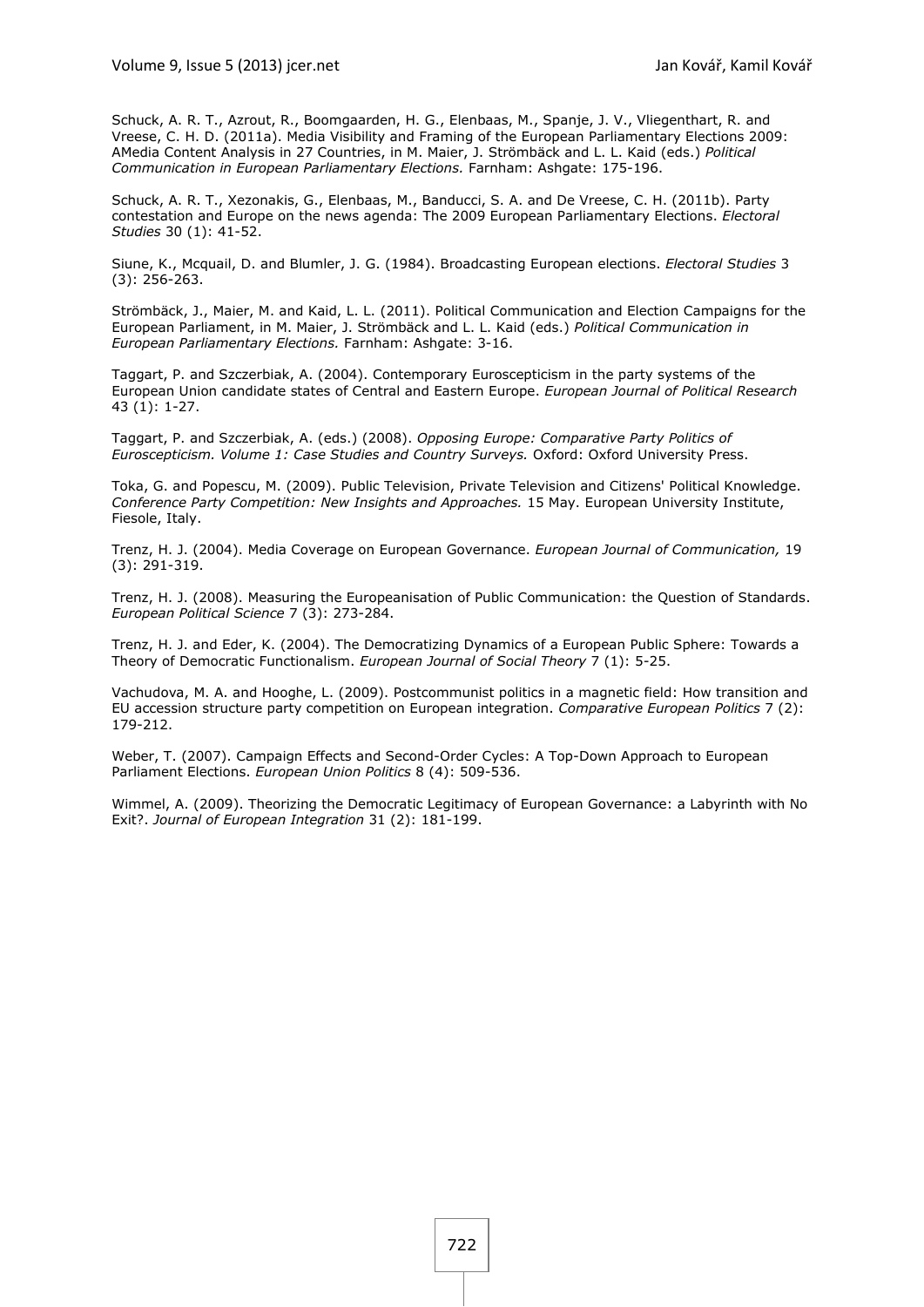Schuck, A. R. T., Azrout, R., Boomgaarden, H. G., Elenbaas, M., Spanje, J. V., Vliegenthart, R. and Vreese, C. H. D. (2011a). Media Visibility and Framing of the European Parliamentary Elections 2009: AMedia Content Analysis in 27 Countries, in M. Maier, J. Strömbäck and L. L. Kaid (eds.) *Political Communication in European Parliamentary Elections.* Farnham: Ashgate: 175-196.

Schuck, A. R. T., Xezonakis, G., Elenbaas, M., Banducci, S. A. and De Vreese, C. H. (2011b). Party contestation and Europe on the news agenda: The 2009 European Parliamentary Elections. *Electoral Studies* 30 (1): 41-52.

Siune, K., Mcquail, D. and Blumler, J. G. (1984). Broadcasting European elections. *Electoral Studies* 3 (3): 256-263.

Strömbäck, J., Maier, M. and Kaid, L. L. (2011). Political Communication and Election Campaigns for the European Parliament, in M. Maier, J. Strömbäck and L. L. Kaid (eds.) *Political Communication in European Parliamentary Elections.* Farnham: Ashgate: 3-16.

Taggart, P. and Szczerbiak, A. (2004). Contemporary Euroscepticism in the party systems of the European Union candidate states of Central and Eastern Europe. *European Journal of Political Research* 43 (1): 1-27.

Taggart, P. and Szczerbiak, A. (eds.) (2008). *Opposing Europe: Comparative Party Politics of Euroscepticism. Volume 1: Case Studies and Country Surveys.* Oxford: Oxford University Press.

Toka, G. and Popescu, M. (2009). Public Television, Private Television and Citizens' Political Knowledge. *Conference Party Competition: New Insights and Approaches.* 15 May. European University Institute, Fiesole, Italy.

Trenz, H. J. (2004). Media Coverage on European Governance. *European Journal of Communication,* 19 (3): 291-319.

Trenz, H. J. (2008). Measuring the Europeanisation of Public Communication: the Question of Standards. *European Political Science* 7 (3): 273-284.

Trenz, H. J. and Eder, K. (2004). The Democratizing Dynamics of a European Public Sphere: Towards a Theory of Democratic Functionalism. *European Journal of Social Theory* 7 (1): 5-25.

Vachudova, M. A. and Hooghe, L. (2009). Postcommunist politics in a magnetic field: How transition and EU accession structure party competition on European integration. *Comparative European Politics* 7 (2): 179-212.

Weber, T. (2007). Campaign Effects and Second-Order Cycles: A Top-Down Approach to European Parliament Elections. *European Union Politics* 8 (4): 509-536.

Wimmel, A. (2009). Theorizing the Democratic Legitimacy of European Governance: a Labyrinth with No Exit?. *Journal of European Integration* 31 (2): 181-199.